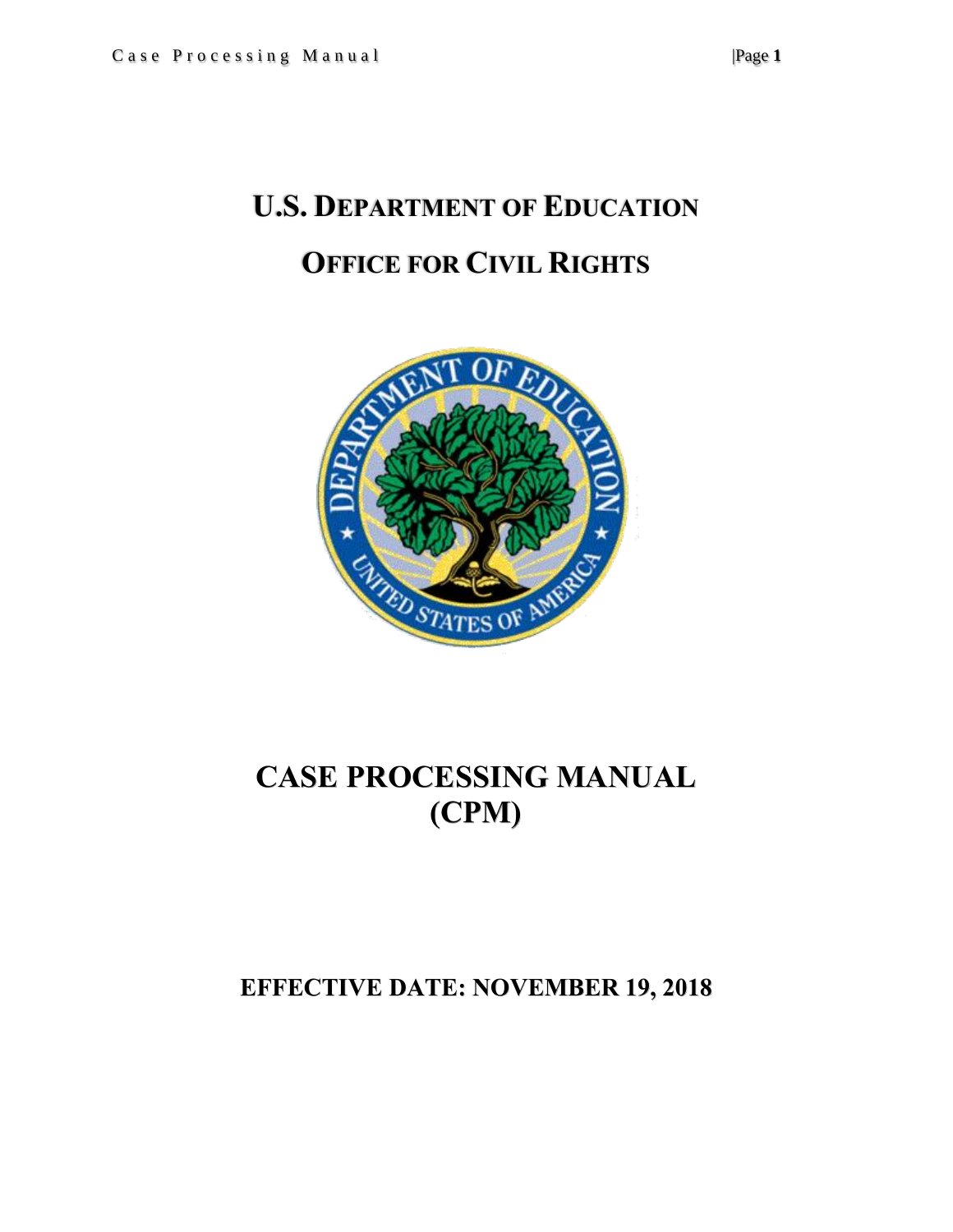# U.S. DEPARTMENT OF EDUCATION

# OFFICE FOR CIVIL RIGHTS

# CASE PROCESSING MANUAL (CPM)

**EFFECTIVE DATE: NOVEMBER 19, 2018**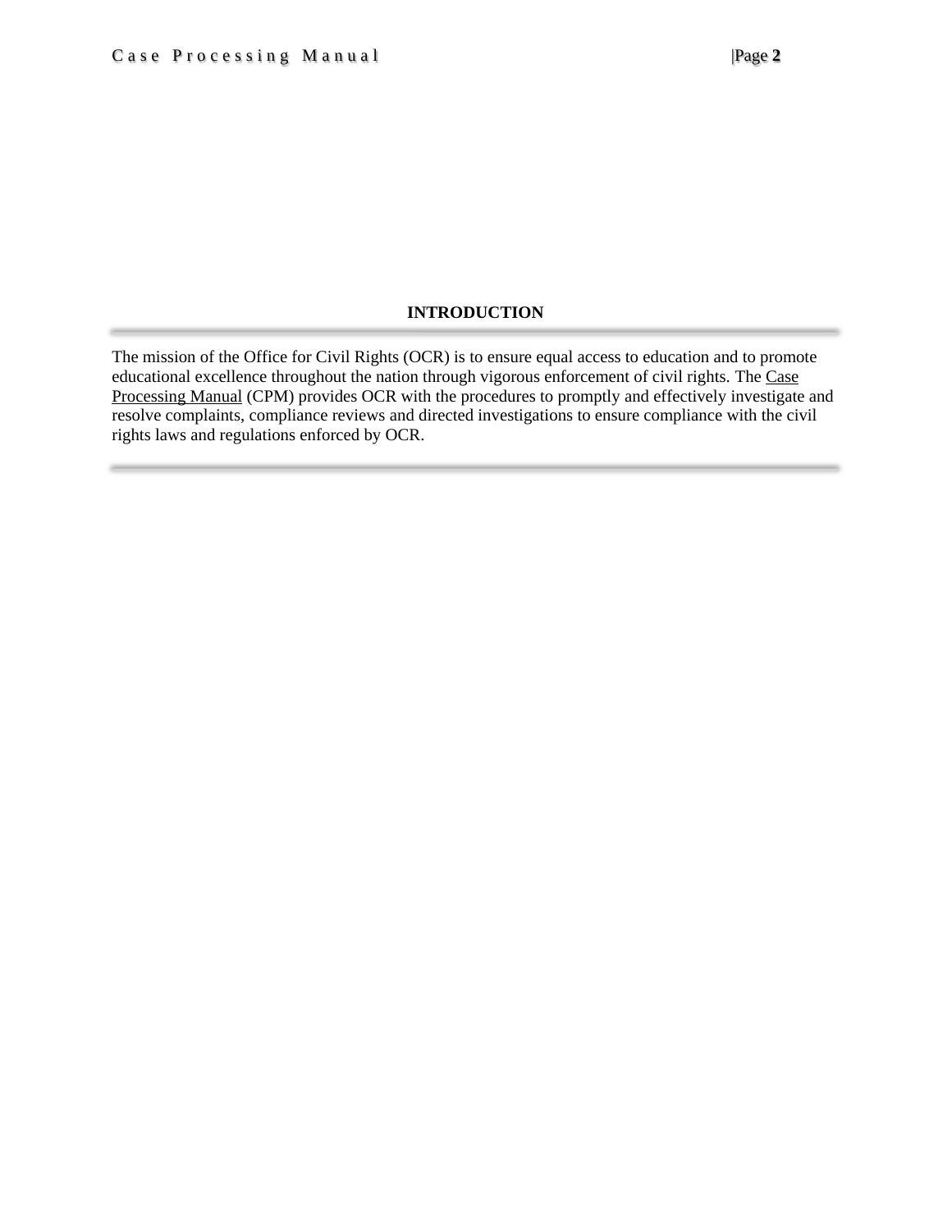## INTRODUCTION

The mission of the Office for Civil Rights (OCR) is to ensure equal access to education and to promote educational excellence throughout the nation through vigorous enforcement of civil rights. The Case Processing Manual (CPM) provides OCR with the procedures to promptly and effectively investigate and resolve complaints, compliance reviews and directed investigations to ensure compliance with the civil rights laws and regulations enforced by OCR.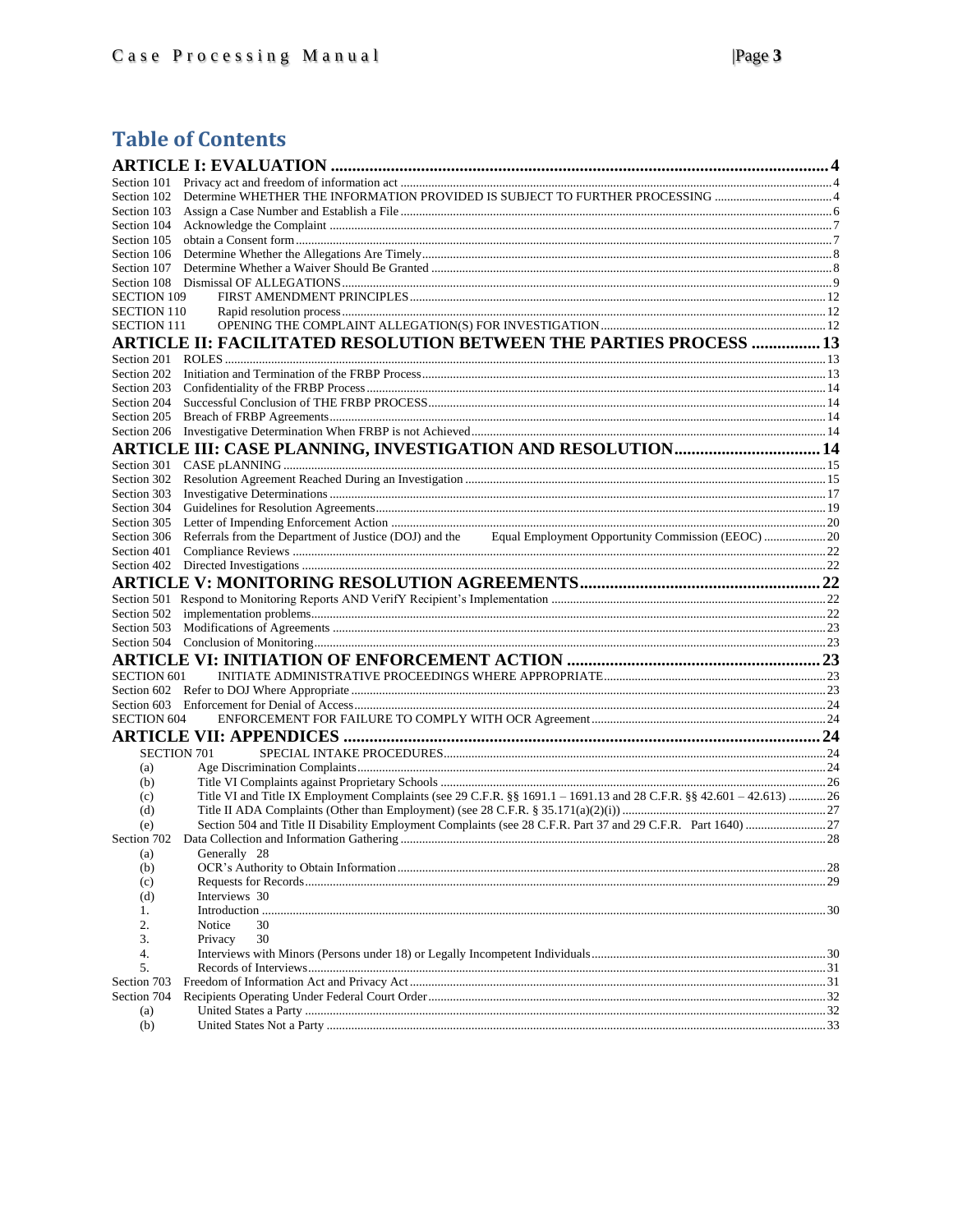# Table of Contents

**ARTICLE I: EVALUATION** .......... 4

Section 101 Privacy act and freedom of information act .......... 4
Section 102 Determine WHETHER THE INFORMATION PROVIDED IS SUBJECT TO FURTHER PROCESSING .......... 4
Section 103 Assign a Case Number and Establish a File .......... 6
Section 104 Acknowledge the Complaint .......... 7
Section 105 obtain a Consent form .......... 7
Section 106 Determine Whether the Allegations Are Timely .......... 8
Section 107 Determine Whether a Waiver Should Be Granted .......... 8
Section 108 Dismissal OF ALLEGATIONS .......... 9
SECTION 109 FIRST AMENDMENT PRINCIPLES .......... 12
SECTION 110 Rapid resolution process .......... 12
SECTION 111 OPENING THE COMPLAINT ALLEGATION(S) FOR INVESTIGATION .......... 12

**ARTICLE II: FACILITATED RESOLUTION BETWEEN THE PARTIES PROCESS** .......... 13

Section 201 ROLES .......... 13
Section 202 Initiation and Termination of the FRBP Process .......... 13
Section 203 Confidentiality of the FRBP Process .......... 14
Section 204 Successful Conclusion of THE FRBP PROCESS .......... 14
Section 205 Breach of FRBP Agreements .......... 14
Section 206 Investigative Determination When FRBP is not Achieved .......... 14

**ARTICLE III: CASE PLANNING, INVESTIGATION AND RESOLUTION** .......... 14

Section 301 CASE pLANNING .......... 15
Section 302 Resolution Agreement Reached During an Investigation .......... 15
Section 303 Investigative Determinations .......... 17
Section 304 Guidelines for Resolution Agreements .......... 19
Section 305 Letter of Impending Enforcement Action .......... 20
Section 306 Referrals from the Department of Justice (DOJ) and the Equal Employment Opportunity Commission (EEOC) .......... 20
Section 401 Compliance Reviews .......... 22
Section 402 Directed Investigations .......... 22

**ARTICLE V: MONITORING RESOLUTION AGREEMENTS** .......... 22

Section 501 Respond to Monitoring Reports AND VerifY Recipient's Implementation .......... 22
Section 502 implementation problems .......... 22
Section 503 Modifications of Agreements .......... 23
Section 504 Conclusion of Monitoring .......... 23

**ARTICLE VI: INITIATION OF ENFORCEMENT ACTION** .......... 23

SECTION 601 INITIATE ADMINISTRATIVE PROCEEDINGS WHERE APPROPRIATE .......... 23
Section 602 Refer to DOJ Where Appropriate .......... 23
Section 603 Enforcement for Denial of Access .......... 24
SECTION 604 ENFORCEMENT FOR FAILURE TO COMPLY WITH OCR Agreement .......... 24

**ARTICLE VII: APPENDICES** .......... 24

SECTION 701 SPECIAL INTAKE PROCEDURES .......... 24
- (a) Age Discrimination Complaints .......... 24
- (b) Title VI Complaints against Proprietary Schools .......... 26
- (c) Title VI and Title IX Employment Complaints (see 29 C.F.R. §§ 1691.1 – 1691.13 and 28 C.F.R. §§ 42.601 – 42.613) .......... 26
- (d) Title II ADA Complaints (Other than Employment) (see 28 C.F.R. § 35.171(a)(2)(i)) .......... 27
- (e) Section 504 and Title II Disability Employment Complaints (see 28 C.F.R. Part 37 and 29 C.F.R. Part 1640) .......... 27

Section 702 Data Collection and Information Gathering .......... 28
- (a) Generally 28
- (b) OCR's Authority to Obtain Information .......... 28
- (c) Requests for Records .......... 29
- (d) Interviews 30
  1. Introduction .......... 30
  2. Notice 30
  3. Privacy 30
  4. Interviews with Minors (Persons under 18) or Legally Incompetent Individuals .......... 30
  5. Records of Interviews .......... 31

Section 703 Freedom of Information Act and Privacy Act .......... 31
Section 704 Recipients Operating Under Federal Court Order .......... 32
- (a) United States a Party .......... 32
- (b) United States Not a Party .......... 33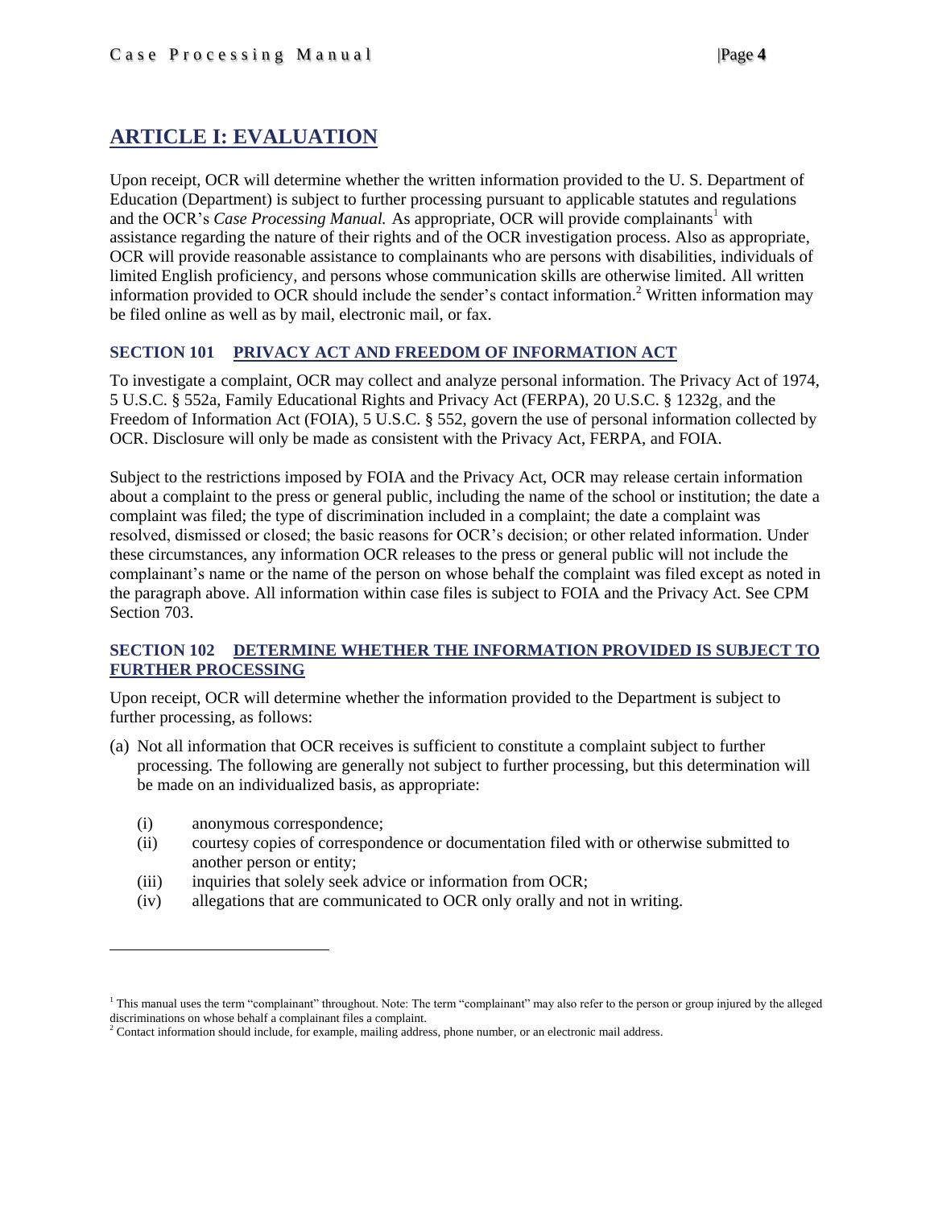## ARTICLE I: EVALUATION

Upon receipt, OCR will determine whether the written information provided to the U. S. Department of Education (Department) is subject to further processing pursuant to applicable statutes and regulations and the OCR's *Case Processing Manual.* As appropriate, OCR will provide complainants[1] with assistance regarding the nature of their rights and of the OCR investigation process. Also as appropriate, OCR will provide reasonable assistance to complainants who are persons with disabilities, individuals of limited English proficiency, and persons whose communication skills are otherwise limited. All written information provided to OCR should include the sender's contact information.[2] Written information may be filed online as well as by mail, electronic mail, or fax.

### SECTION 101 PRIVACY ACT AND FREEDOM OF INFORMATION ACT

To investigate a complaint, OCR may collect and analyze personal information. The Privacy Act of 1974, 5 U.S.C. § 552a, Family Educational Rights and Privacy Act (FERPA), 20 U.S.C. § 1232g, and the Freedom of Information Act (FOIA), 5 U.S.C. § 552, govern the use of personal information collected by OCR. Disclosure will only be made as consistent with the Privacy Act, FERPA, and FOIA.

Subject to the restrictions imposed by FOIA and the Privacy Act, OCR may release certain information about a complaint to the press or general public, including the name of the school or institution; the date a complaint was filed; the type of discrimination included in a complaint; the date a complaint was resolved, dismissed or closed; the basic reasons for OCR's decision; or other related information. Under these circumstances, any information OCR releases to the press or general public will not include the complainant's name or the name of the person on whose behalf the complaint was filed except as noted in the paragraph above. All information within case files is subject to FOIA and the Privacy Act. See CPM Section 703.

### SECTION 102 DETERMINE WHETHER THE INFORMATION PROVIDED IS SUBJECT TO FURTHER PROCESSING

Upon receipt, OCR will determine whether the information provided to the Department is subject to further processing, as follows:

(a) Not all information that OCR receives is sufficient to constitute a complaint subject to further processing. The following are generally not subject to further processing, but this determination will be made on an individualized basis, as appropriate:

- (i) anonymous correspondence;
- (ii) courtesy copies of correspondence or documentation filed with or otherwise submitted to another person or entity;
- (iii) inquiries that solely seek advice or information from OCR;
- (iv) allegations that are communicated to OCR only orally and not in writing.

---

[1] This manual uses the term "complainant" throughout. Note: The term "complainant" may also refer to the person or group injured by the alleged discriminations on whose behalf a complainant files a complaint.

[2] Contact information should include, for example, mailing address, phone number, or an electronic mail address.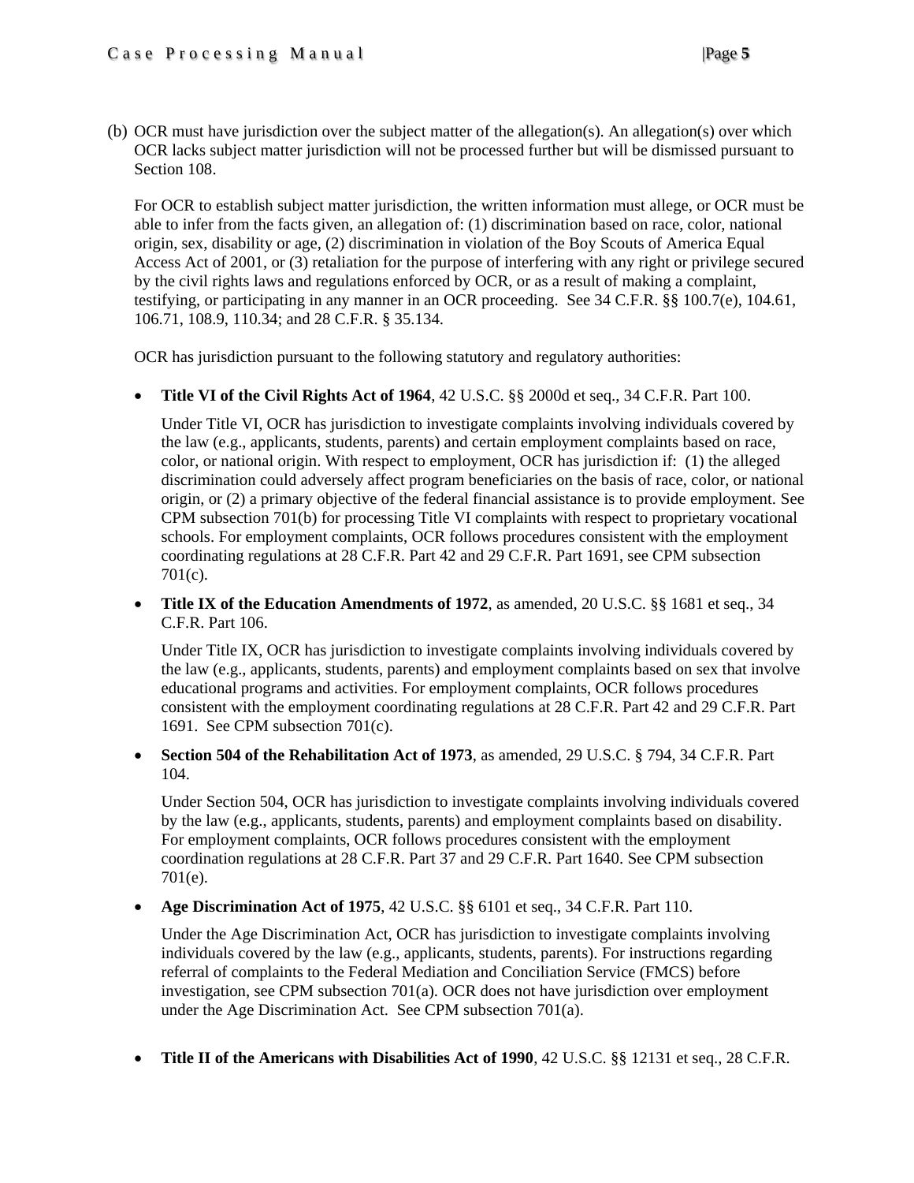(b) OCR must have jurisdiction over the subject matter of the allegation(s). An allegation(s) over which OCR lacks subject matter jurisdiction will not be processed further but will be dismissed pursuant to Section 108.

For OCR to establish subject matter jurisdiction, the written information must allege, or OCR must be able to infer from the facts given, an allegation of: (1) discrimination based on race, color, national origin, sex, disability or age, (2) discrimination in violation of the Boy Scouts of America Equal Access Act of 2001, or (3) retaliation for the purpose of interfering with any right or privilege secured by the civil rights laws and regulations enforced by OCR, or as a result of making a complaint, testifying, or participating in any manner in an OCR proceeding. See 34 C.F.R. §§ 100.7(e), 104.61, 106.71, 108.9, 110.34; and 28 C.F.R. § 35.134.

OCR has jurisdiction pursuant to the following statutory and regulatory authorities:

- **Title VI of the Civil Rights Act of 1964**, 42 U.S.C. §§ 2000d et seq., 34 C.F.R. Part 100.

  Under Title VI, OCR has jurisdiction to investigate complaints involving individuals covered by the law (e.g., applicants, students, parents) and certain employment complaints based on race, color, or national origin. With respect to employment, OCR has jurisdiction if: (1) the alleged discrimination could adversely affect program beneficiaries on the basis of race, color, or national origin, or (2) a primary objective of the federal financial assistance is to provide employment. See CPM subsection 701(b) for processing Title VI complaints with respect to proprietary vocational schools. For employment complaints, OCR follows procedures consistent with the employment coordinating regulations at 28 C.F.R. Part 42 and 29 C.F.R. Part 1691, see CPM subsection 701(c).

- **Title IX of the Education Amendments of 1972**, as amended, 20 U.S.C. §§ 1681 et seq., 34 C.F.R. Part 106.

  Under Title IX, OCR has jurisdiction to investigate complaints involving individuals covered by the law (e.g., applicants, students, parents) and employment complaints based on sex that involve educational programs and activities. For employment complaints, OCR follows procedures consistent with the employment coordinating regulations at 28 C.F.R. Part 42 and 29 C.F.R. Part 1691. See CPM subsection 701(c).

- **Section 504 of the Rehabilitation Act of 1973**, as amended, 29 U.S.C. § 794, 34 C.F.R. Part 104.

  Under Section 504, OCR has jurisdiction to investigate complaints involving individuals covered by the law (e.g., applicants, students, parents) and employment complaints based on disability. For employment complaints, OCR follows procedures consistent with the employment coordination regulations at 28 C.F.R. Part 37 and 29 C.F.R. Part 1640. See CPM subsection 701(e).

- **Age Discrimination Act of 1975**, 42 U.S.C. §§ 6101 et seq., 34 C.F.R. Part 110.

  Under the Age Discrimination Act, OCR has jurisdiction to investigate complaints involving individuals covered by the law (e.g., applicants, students, parents). For instructions regarding referral of complaints to the Federal Mediation and Conciliation Service (FMCS) before investigation, see CPM subsection 701(a). OCR does not have jurisdiction over employment under the Age Discrimination Act. See CPM subsection 701(a).

- **Title II of the Americans *with* Disabilities Act of 1990**, 42 U.S.C. §§ 12131 et seq., 28 C.F.R.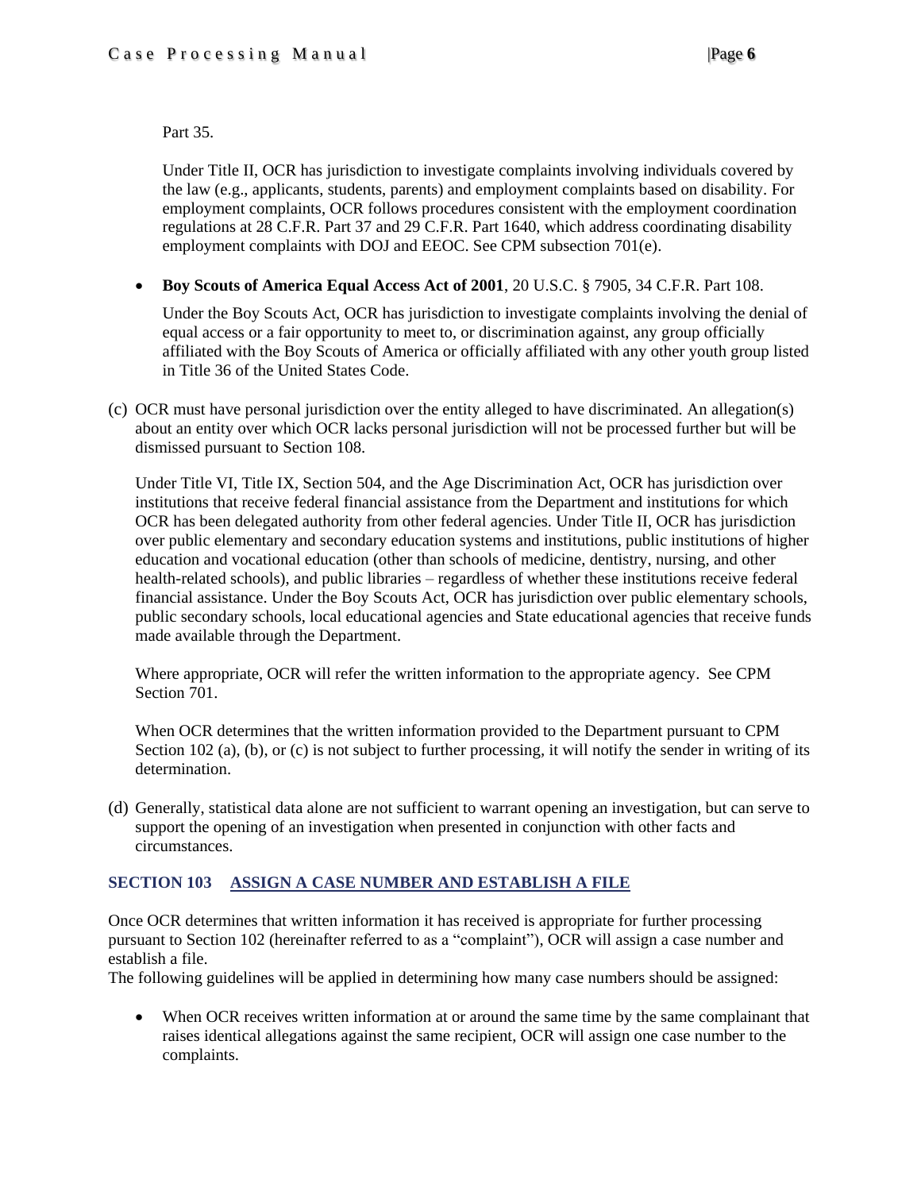Part 35.

Under Title II, OCR has jurisdiction to investigate complaints involving individuals covered by the law (e.g., applicants, students, parents) and employment complaints based on disability. For employment complaints, OCR follows procedures consistent with the employment coordination regulations at 28 C.F.R. Part 37 and 29 C.F.R. Part 1640, which address coordinating disability employment complaints with DOJ and EEOC. See CPM subsection 701(e).

- **Boy Scouts of America Equal Access Act of 2001**, 20 U.S.C. § 7905, 34 C.F.R. Part 108.

  Under the Boy Scouts Act, OCR has jurisdiction to investigate complaints involving the denial of equal access or a fair opportunity to meet to, or discrimination against, any group officially affiliated with the Boy Scouts of America or officially affiliated with any other youth group listed in Title 36 of the United States Code.

(c) OCR must have personal jurisdiction over the entity alleged to have discriminated. An allegation(s) about an entity over which OCR lacks personal jurisdiction will not be processed further but will be dismissed pursuant to Section 108.

Under Title VI, Title IX, Section 504, and the Age Discrimination Act, OCR has jurisdiction over institutions that receive federal financial assistance from the Department and institutions for which OCR has been delegated authority from other federal agencies. Under Title II, OCR has jurisdiction over public elementary and secondary education systems and institutions, public institutions of higher education and vocational education (other than schools of medicine, dentistry, nursing, and other health-related schools), and public libraries – regardless of whether these institutions receive federal financial assistance. Under the Boy Scouts Act, OCR has jurisdiction over public elementary schools, public secondary schools, local educational agencies and State educational agencies that receive funds made available through the Department.

Where appropriate, OCR will refer the written information to the appropriate agency. See CPM Section 701.

When OCR determines that the written information provided to the Department pursuant to CPM Section 102 (a), (b), or (c) is not subject to further processing, it will notify the sender in writing of its determination.

(d) Generally, statistical data alone are not sufficient to warrant opening an investigation, but can serve to support the opening of an investigation when presented in conjunction with other facts and circumstances.

## SECTION 103 ASSIGN A CASE NUMBER AND ESTABLISH A FILE

Once OCR determines that written information it has received is appropriate for further processing pursuant to Section 102 (hereinafter referred to as a "complaint"), OCR will assign a case number and establish a file.

The following guidelines will be applied in determining how many case numbers should be assigned:

- When OCR receives written information at or around the same time by the same complainant that raises identical allegations against the same recipient, OCR will assign one case number to the complaints.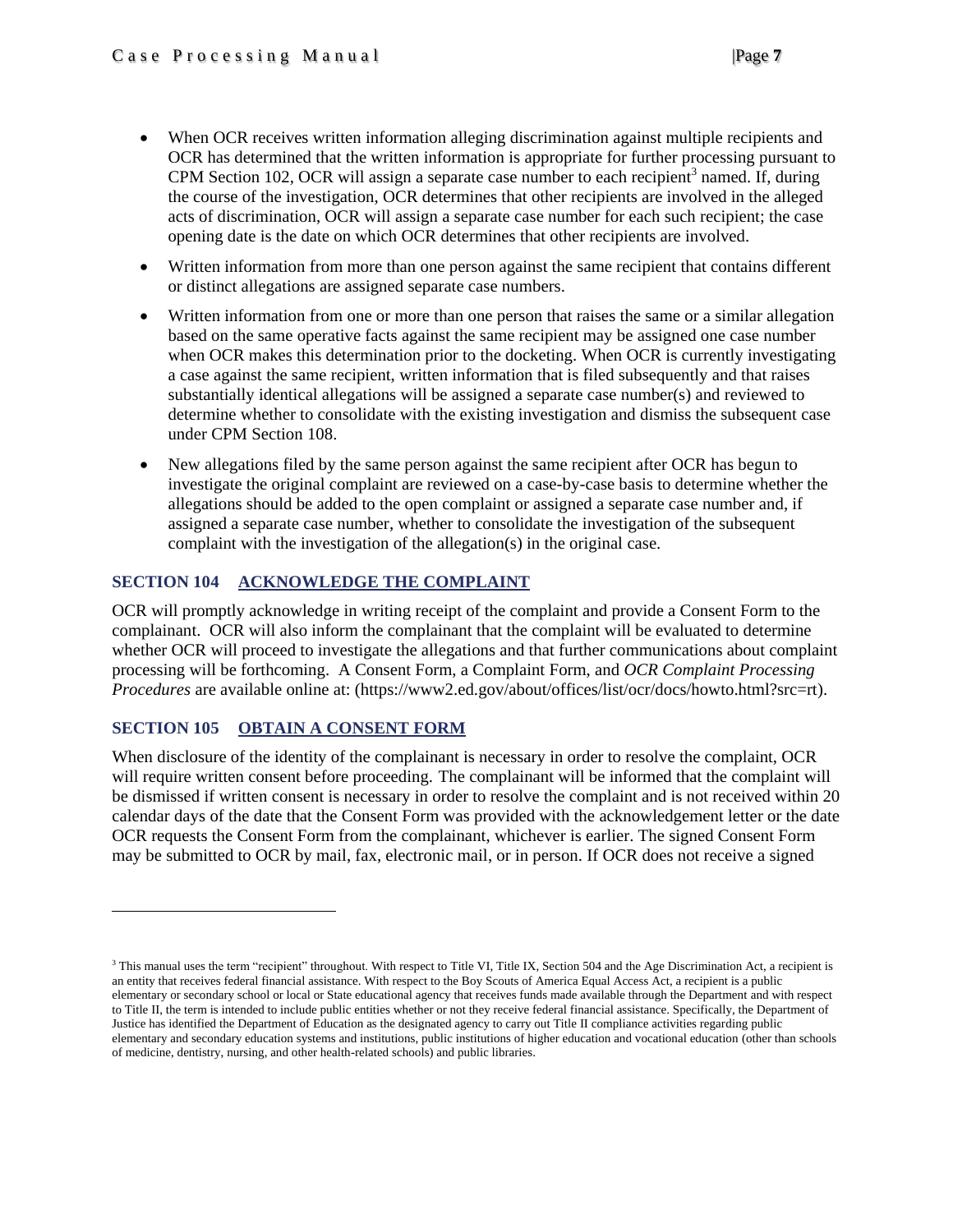- When OCR receives written information alleging discrimination against multiple recipients and OCR has determined that the written information is appropriate for further processing pursuant to CPM Section 102, OCR will assign a separate case number to each recipient[3] named. If, during the course of the investigation, OCR determines that other recipients are involved in the alleged acts of discrimination, OCR will assign a separate case number for each such recipient; the case opening date is the date on which OCR determines that other recipients are involved.
- Written information from more than one person against the same recipient that contains different or distinct allegations are assigned separate case numbers.
- Written information from one or more than one person that raises the same or a similar allegation based on the same operative facts against the same recipient may be assigned one case number when OCR makes this determination prior to the docketing. When OCR is currently investigating a case against the same recipient, written information that is filed subsequently and that raises substantially identical allegations will be assigned a separate case number(s) and reviewed to determine whether to consolidate with the existing investigation and dismiss the subsequent case under CPM Section 108.
- New allegations filed by the same person against the same recipient after OCR has begun to investigate the original complaint are reviewed on a case-by-case basis to determine whether the allegations should be added to the open complaint or assigned a separate case number and, if assigned a separate case number, whether to consolidate the investigation of the subsequent complaint with the investigation of the allegation(s) in the original case.

## SECTION 104 ACKNOWLEDGE THE COMPLAINT

OCR will promptly acknowledge in writing receipt of the complaint and provide a Consent Form to the complainant. OCR will also inform the complainant that the complaint will be evaluated to determine whether OCR will proceed to investigate the allegations and that further communications about complaint processing will be forthcoming. A Consent Form, a Complaint Form, and *OCR Complaint Processing Procedures* are available online at: (https://www2.ed.gov/about/offices/list/ocr/docs/howto.html?src=rt).

## SECTION 105 OBTAIN A CONSENT FORM

When disclosure of the identity of the complainant is necessary in order to resolve the complaint, OCR will require written consent before proceeding. The complainant will be informed that the complaint will be dismissed if written consent is necessary in order to resolve the complaint and is not received within 20 calendar days of the date that the Consent Form was provided with the acknowledgement letter or the date OCR requests the Consent Form from the complainant, whichever is earlier. The signed Consent Form may be submitted to OCR by mail, fax, electronic mail, or in person. If OCR does not receive a signed

---

[3] This manual uses the term "recipient" throughout. With respect to Title VI, Title IX, Section 504 and the Age Discrimination Act, a recipient is an entity that receives federal financial assistance. With respect to the Boy Scouts of America Equal Access Act, a recipient is a public elementary or secondary school or local or State educational agency that receives funds made available through the Department and with respect to Title II, the term is intended to include public entities whether or not they receive federal financial assistance. Specifically, the Department of Justice has identified the Department of Education as the designated agency to carry out Title II compliance activities regarding public elementary and secondary education systems and institutions, public institutions of higher education and vocational education (other than schools of medicine, dentistry, nursing, and other health-related schools) and public libraries.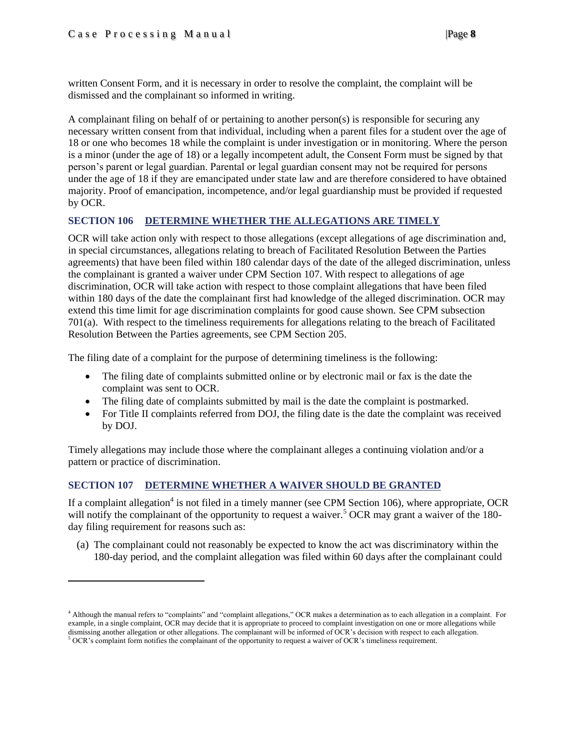written Consent Form, and it is necessary in order to resolve the complaint, the complaint will be dismissed and the complainant so informed in writing.

A complainant filing on behalf of or pertaining to another person(s) is responsible for securing any necessary written consent from that individual, including when a parent files for a student over the age of 18 or one who becomes 18 while the complaint is under investigation or in monitoring. Where the person is a minor (under the age of 18) or a legally incompetent adult, the Consent Form must be signed by that person's parent or legal guardian. Parental or legal guardian consent may not be required for persons under the age of 18 if they are emancipated under state law and are therefore considered to have obtained majority. Proof of emancipation, incompetence, and/or legal guardianship must be provided if requested by OCR.

### SECTION 106 DETERMINE WHETHER THE ALLEGATIONS ARE TIMELY

OCR will take action only with respect to those allegations (except allegations of age discrimination and, in special circumstances, allegations relating to breach of Facilitated Resolution Between the Parties agreements) that have been filed within 180 calendar days of the date of the alleged discrimination, unless the complainant is granted a waiver under CPM Section 107. With respect to allegations of age discrimination, OCR will take action with respect to those complaint allegations that have been filed within 180 days of the date the complainant first had knowledge of the alleged discrimination. OCR may extend this time limit for age discrimination complaints for good cause shown. See CPM subsection 701(a). With respect to the timeliness requirements for allegations relating to the breach of Facilitated Resolution Between the Parties agreements, see CPM Section 205.

The filing date of a complaint for the purpose of determining timeliness is the following:

- The filing date of complaints submitted online or by electronic mail or fax is the date the complaint was sent to OCR.
- The filing date of complaints submitted by mail is the date the complaint is postmarked.
- For Title II complaints referred from DOJ, the filing date is the date the complaint was received by DOJ.

Timely allegations may include those where the complainant alleges a continuing violation and/or a pattern or practice of discrimination.

### SECTION 107 DETERMINE WHETHER A WAIVER SHOULD BE GRANTED

If a complaint allegation[4] is not filed in a timely manner (see CPM Section 106), where appropriate, OCR will notify the complainant of the opportunity to request a waiver.[5] OCR may grant a waiver of the 180-day filing requirement for reasons such as:

(a) The complainant could not reasonably be expected to know the act was discriminatory within the 180-day period, and the complaint allegation was filed within 60 days after the complainant could

[4] Although the manual refers to "complaints" and "complaint allegations," OCR makes a determination as to each allegation in a complaint. For example, in a single complaint, OCR may decide that it is appropriate to proceed to complaint investigation on one or more allegations while dismissing another allegation or other allegations. The complainant will be informed of OCR's decision with respect to each allegation.

[5] OCR's complaint form notifies the complainant of the opportunity to request a waiver of OCR's timeliness requirement.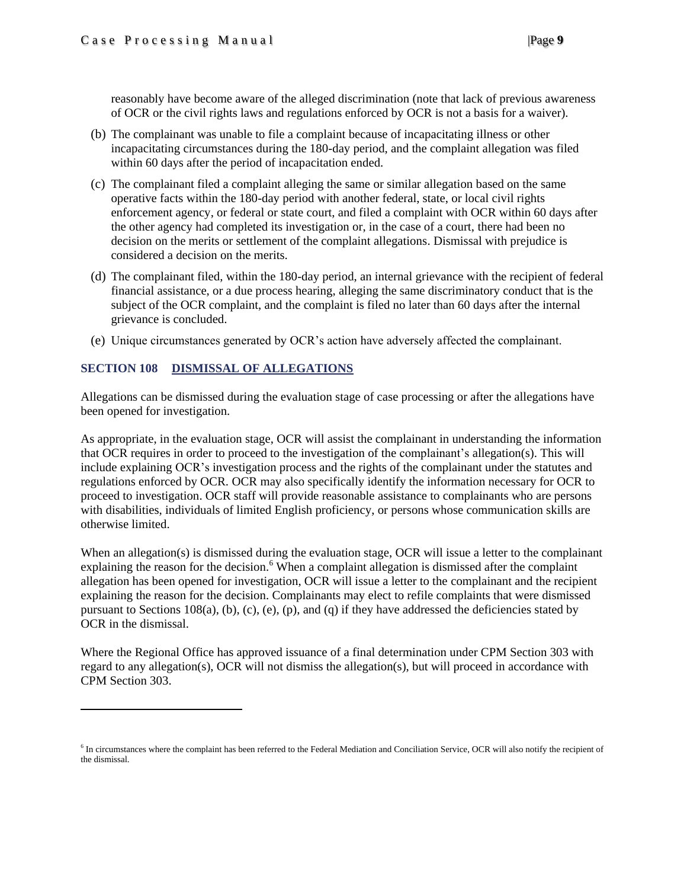reasonably have become aware of the alleged discrimination (note that lack of previous awareness of OCR or the civil rights laws and regulations enforced by OCR is not a basis for a waiver).

(b) The complainant was unable to file a complaint because of incapacitating illness or other incapacitating circumstances during the 180-day period, and the complaint allegation was filed within 60 days after the period of incapacitation ended.

(c) The complainant filed a complaint alleging the same or similar allegation based on the same operative facts within the 180-day period with another federal, state, or local civil rights enforcement agency, or federal or state court, and filed a complaint with OCR within 60 days after the other agency had completed its investigation or, in the case of a court, there had been no decision on the merits or settlement of the complaint allegations. Dismissal with prejudice is considered a decision on the merits.

(d) The complainant filed, within the 180-day period, an internal grievance with the recipient of federal financial assistance, or a due process hearing, alleging the same discriminatory conduct that is the subject of the OCR complaint, and the complaint is filed no later than 60 days after the internal grievance is concluded.

(e) Unique circumstances generated by OCR's action have adversely affected the complainant.

## SECTION 108 DISMISSAL OF ALLEGATIONS

Allegations can be dismissed during the evaluation stage of case processing or after the allegations have been opened for investigation.

As appropriate, in the evaluation stage, OCR will assist the complainant in understanding the information that OCR requires in order to proceed to the investigation of the complainant's allegation(s). This will include explaining OCR's investigation process and the rights of the complainant under the statutes and regulations enforced by OCR. OCR may also specifically identify the information necessary for OCR to proceed to investigation. OCR staff will provide reasonable assistance to complainants who are persons with disabilities, individuals of limited English proficiency, or persons whose communication skills are otherwise limited.

When an allegation(s) is dismissed during the evaluation stage, OCR will issue a letter to the complainant explaining the reason for the decision.[6] When a complaint allegation is dismissed after the complaint allegation has been opened for investigation, OCR will issue a letter to the complainant and the recipient explaining the reason for the decision. Complainants may elect to refile complaints that were dismissed pursuant to Sections 108(a), (b), (c), (e), (p), and (q) if they have addressed the deficiencies stated by OCR in the dismissal.

Where the Regional Office has approved issuance of a final determination under CPM Section 303 with regard to any allegation(s), OCR will not dismiss the allegation(s), but will proceed in accordance with CPM Section 303.

---

[6] In circumstances where the complaint has been referred to the Federal Mediation and Conciliation Service, OCR will also notify the recipient of the dismissal.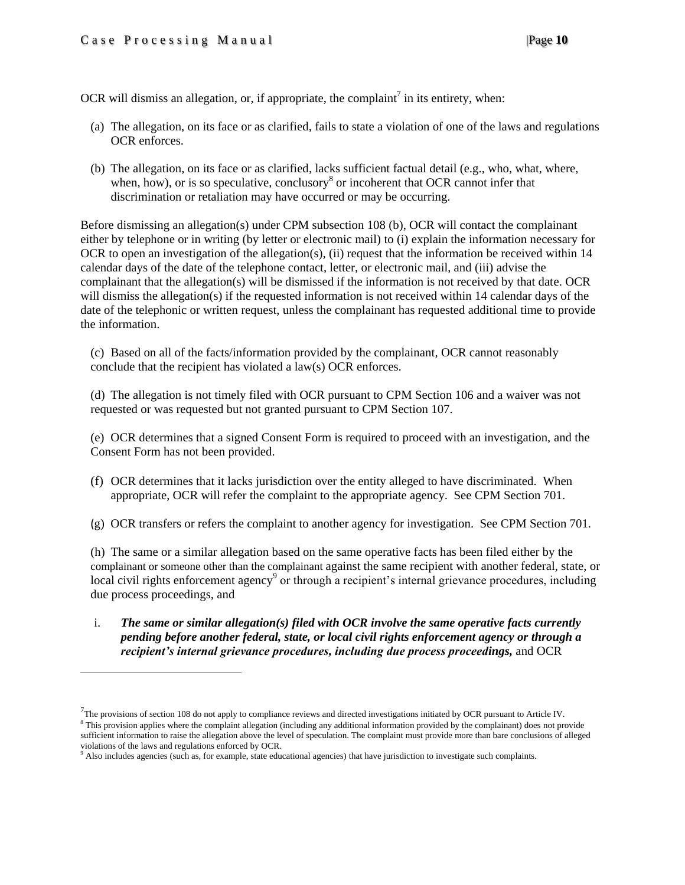OCR will dismiss an allegation, or, if appropriate, the complaint[7] in its entirety, when:

(a) The allegation, on its face or as clarified, fails to state a violation of one of the laws and regulations OCR enforces.

(b) The allegation, on its face or as clarified, lacks sufficient factual detail (e.g., who, what, where, when, how), or is so speculative, conclusory[8] or incoherent that OCR cannot infer that discrimination or retaliation may have occurred or may be occurring.

Before dismissing an allegation(s) under CPM subsection 108 (b), OCR will contact the complainant either by telephone or in writing (by letter or electronic mail) to (i) explain the information necessary for OCR to open an investigation of the allegation(s), (ii) request that the information be received within 14 calendar days of the date of the telephone contact, letter, or electronic mail, and (iii) advise the complainant that the allegation(s) will be dismissed if the information is not received by that date. OCR will dismiss the allegation(s) if the requested information is not received within 14 calendar days of the date of the telephonic or written request, unless the complainant has requested additional time to provide the information.

(c) Based on all of the facts/information provided by the complainant, OCR cannot reasonably conclude that the recipient has violated a law(s) OCR enforces.

(d) The allegation is not timely filed with OCR pursuant to CPM Section 106 and a waiver was not requested or was requested but not granted pursuant to CPM Section 107.

(e) OCR determines that a signed Consent Form is required to proceed with an investigation, and the Consent Form has not been provided.

(f) OCR determines that it lacks jurisdiction over the entity alleged to have discriminated. When appropriate, OCR will refer the complaint to the appropriate agency. See CPM Section 701.

(g) OCR transfers or refers the complaint to another agency for investigation. See CPM Section 701.

(h) The same or a similar allegation based on the same operative facts has been filed either by the complainant or someone other than the complainant against the same recipient with another federal, state, or local civil rights enforcement agency[9] or through a recipient's internal grievance procedures, including due process proceedings, and

i. ***The same or similar allegation(s) filed with OCR involve the same operative facts currently pending before another federal, state, or local civil rights enforcement agency or through a recipient's internal grievance procedures, including due process proceedings,*** and OCR

---

[7] The provisions of section 108 do not apply to compliance reviews and directed investigations initiated by OCR pursuant to Article IV.

[8] This provision applies where the complaint allegation (including any additional information provided by the complainant) does not provide sufficient information to raise the allegation above the level of speculation. The complaint must provide more than bare conclusions of alleged violations of the laws and regulations enforced by OCR.

[9] Also includes agencies (such as, for example, state educational agencies) that have jurisdiction to investigate such complaints.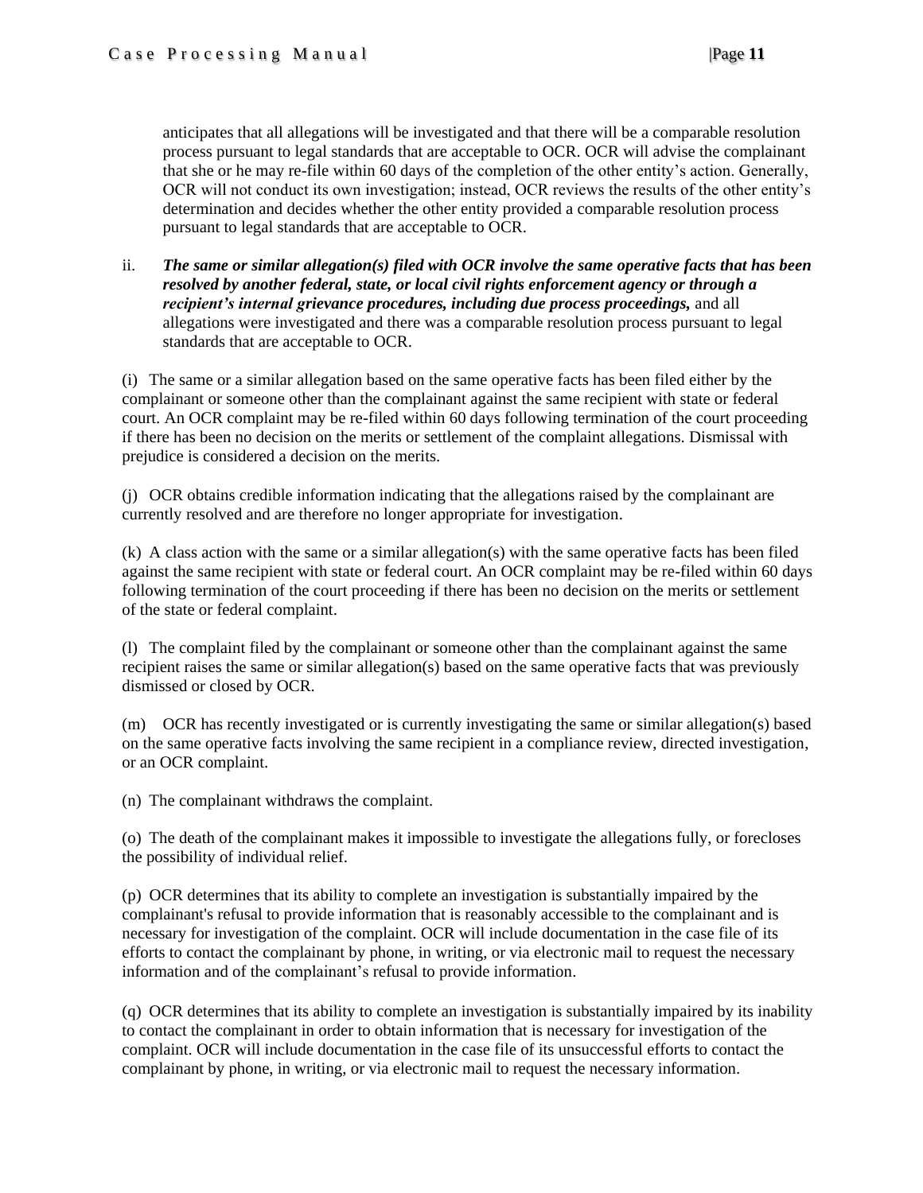anticipates that all allegations will be investigated and that there will be a comparable resolution process pursuant to legal standards that are acceptable to OCR. OCR will advise the complainant that she or he may re-file within 60 days of the completion of the other entity's action. Generally, OCR will not conduct its own investigation; instead, OCR reviews the results of the other entity's determination and decides whether the other entity provided a comparable resolution process pursuant to legal standards that are acceptable to OCR.

ii. ***The same or similar allegation(s) filed with OCR involve the same operative facts that has been resolved by another federal, state, or local civil rights enforcement agency or through a recipient's internal grievance procedures, including due process proceedings,*** and all allegations were investigated and there was a comparable resolution process pursuant to legal standards that are acceptable to OCR.

(i) The same or a similar allegation based on the same operative facts has been filed either by the complainant or someone other than the complainant against the same recipient with state or federal court. An OCR complaint may be re-filed within 60 days following termination of the court proceeding if there has been no decision on the merits or settlement of the complaint allegations. Dismissal with prejudice is considered a decision on the merits.

(j) OCR obtains credible information indicating that the allegations raised by the complainant are currently resolved and are therefore no longer appropriate for investigation.

(k) A class action with the same or a similar allegation(s) with the same operative facts has been filed against the same recipient with state or federal court. An OCR complaint may be re-filed within 60 days following termination of the court proceeding if there has been no decision on the merits or settlement of the state or federal complaint.

(l) The complaint filed by the complainant or someone other than the complainant against the same recipient raises the same or similar allegation(s) based on the same operative facts that was previously dismissed or closed by OCR.

(m) OCR has recently investigated or is currently investigating the same or similar allegation(s) based on the same operative facts involving the same recipient in a compliance review, directed investigation, or an OCR complaint.

(n) The complainant withdraws the complaint.

(o) The death of the complainant makes it impossible to investigate the allegations fully, or forecloses the possibility of individual relief.

(p) OCR determines that its ability to complete an investigation is substantially impaired by the complainant's refusal to provide information that is reasonably accessible to the complainant and is necessary for investigation of the complaint. OCR will include documentation in the case file of its efforts to contact the complainant by phone, in writing, or via electronic mail to request the necessary information and of the complainant's refusal to provide information.

(q) OCR determines that its ability to complete an investigation is substantially impaired by its inability to contact the complainant in order to obtain information that is necessary for investigation of the complaint. OCR will include documentation in the case file of its unsuccessful efforts to contact the complainant by phone, in writing, or via electronic mail to request the necessary information.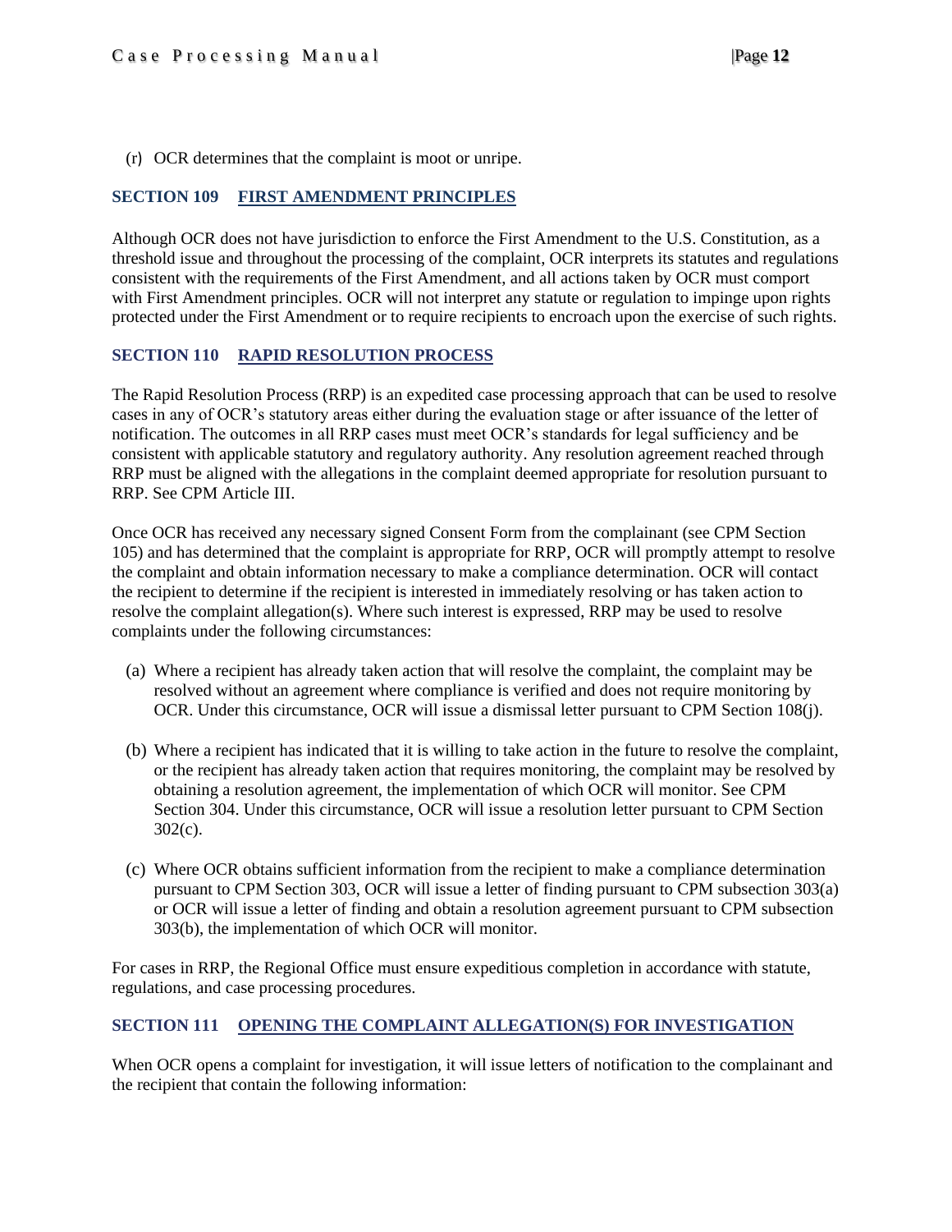(r) OCR determines that the complaint is moot or unripe.

## SECTION 109 FIRST AMENDMENT PRINCIPLES

Although OCR does not have jurisdiction to enforce the First Amendment to the U.S. Constitution, as a threshold issue and throughout the processing of the complaint, OCR interprets its statutes and regulations consistent with the requirements of the First Amendment, and all actions taken by OCR must comport with First Amendment principles. OCR will not interpret any statute or regulation to impinge upon rights protected under the First Amendment or to require recipients to encroach upon the exercise of such rights.

## SECTION 110 RAPID RESOLUTION PROCESS

The Rapid Resolution Process (RRP) is an expedited case processing approach that can be used to resolve cases in any of OCR's statutory areas either during the evaluation stage or after issuance of the letter of notification. The outcomes in all RRP cases must meet OCR's standards for legal sufficiency and be consistent with applicable statutory and regulatory authority. Any resolution agreement reached through RRP must be aligned with the allegations in the complaint deemed appropriate for resolution pursuant to RRP. See CPM Article III.

Once OCR has received any necessary signed Consent Form from the complainant (see CPM Section 105) and has determined that the complaint is appropriate for RRP, OCR will promptly attempt to resolve the complaint and obtain information necessary to make a compliance determination. OCR will contact the recipient to determine if the recipient is interested in immediately resolving or has taken action to resolve the complaint allegation(s). Where such interest is expressed, RRP may be used to resolve complaints under the following circumstances:

(a) Where a recipient has already taken action that will resolve the complaint, the complaint may be resolved without an agreement where compliance is verified and does not require monitoring by OCR. Under this circumstance, OCR will issue a dismissal letter pursuant to CPM Section 108(j).

(b) Where a recipient has indicated that it is willing to take action in the future to resolve the complaint, or the recipient has already taken action that requires monitoring, the complaint may be resolved by obtaining a resolution agreement, the implementation of which OCR will monitor. See CPM Section 304. Under this circumstance, OCR will issue a resolution letter pursuant to CPM Section 302(c).

(c) Where OCR obtains sufficient information from the recipient to make a compliance determination pursuant to CPM Section 303, OCR will issue a letter of finding pursuant to CPM subsection 303(a) or OCR will issue a letter of finding and obtain a resolution agreement pursuant to CPM subsection 303(b), the implementation of which OCR will monitor.

For cases in RRP, the Regional Office must ensure expeditious completion in accordance with statute, regulations, and case processing procedures.

## SECTION 111 OPENING THE COMPLAINT ALLEGATION(S) FOR INVESTIGATION

When OCR opens a complaint for investigation, it will issue letters of notification to the complainant and the recipient that contain the following information: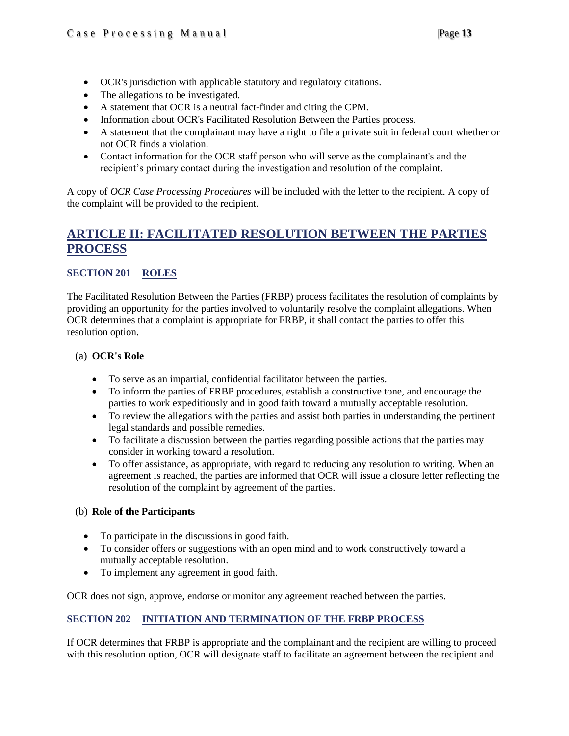- OCR's jurisdiction with applicable statutory and regulatory citations.
- The allegations to be investigated.
- A statement that OCR is a neutral fact-finder and citing the CPM.
- Information about OCR's Facilitated Resolution Between the Parties process.
- A statement that the complainant may have a right to file a private suit in federal court whether or not OCR finds a violation.
- Contact information for the OCR staff person who will serve as the complainant's and the recipient's primary contact during the investigation and resolution of the complaint.

A copy of *OCR Case Processing Procedures* will be included with the letter to the recipient. A copy of the complaint will be provided to the recipient.

## ARTICLE II: FACILITATED RESOLUTION BETWEEN THE PARTIES PROCESS

### SECTION 201 ROLES

The Facilitated Resolution Between the Parties (FRBP) process facilitates the resolution of complaints by providing an opportunity for the parties involved to voluntarily resolve the complaint allegations. When OCR determines that a complaint is appropriate for FRBP, it shall contact the parties to offer this resolution option.

(a) **OCR's Role**

- To serve as an impartial, confidential facilitator between the parties.
- To inform the parties of FRBP procedures, establish a constructive tone, and encourage the parties to work expeditiously and in good faith toward a mutually acceptable resolution.
- To review the allegations with the parties and assist both parties in understanding the pertinent legal standards and possible remedies.
- To facilitate a discussion between the parties regarding possible actions that the parties may consider in working toward a resolution.
- To offer assistance, as appropriate, with regard to reducing any resolution to writing. When an agreement is reached, the parties are informed that OCR will issue a closure letter reflecting the resolution of the complaint by agreement of the parties.

(b) **Role of the Participants**

- To participate in the discussions in good faith.
- To consider offers or suggestions with an open mind and to work constructively toward a mutually acceptable resolution.
- To implement any agreement in good faith.

OCR does not sign, approve, endorse or monitor any agreement reached between the parties.

### SECTION 202 INITIATION AND TERMINATION OF THE FRBP PROCESS

If OCR determines that FRBP is appropriate and the complainant and the recipient are willing to proceed with this resolution option, OCR will designate staff to facilitate an agreement between the recipient and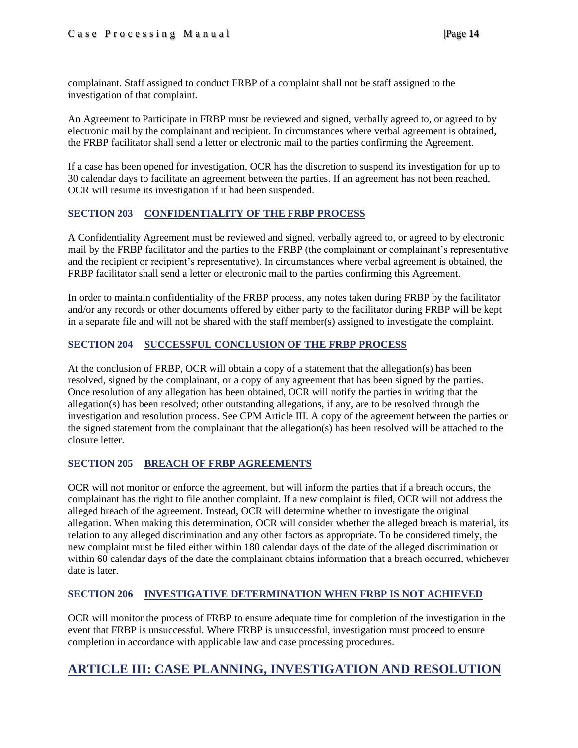complainant. Staff assigned to conduct FRBP of a complaint shall not be staff assigned to the investigation of that complaint.

An Agreement to Participate in FRBP must be reviewed and signed, verbally agreed to, or agreed to by electronic mail by the complainant and recipient. In circumstances where verbal agreement is obtained, the FRBP facilitator shall send a letter or electronic mail to the parties confirming the Agreement.

If a case has been opened for investigation, OCR has the discretion to suspend its investigation for up to 30 calendar days to facilitate an agreement between the parties. If an agreement has not been reached, OCR will resume its investigation if it had been suspended.

### SECTION 203 CONFIDENTIALITY OF THE FRBP PROCESS

A Confidentiality Agreement must be reviewed and signed, verbally agreed to, or agreed to by electronic mail by the FRBP facilitator and the parties to the FRBP (the complainant or complainant's representative and the recipient or recipient's representative). In circumstances where verbal agreement is obtained, the FRBP facilitator shall send a letter or electronic mail to the parties confirming this Agreement.

In order to maintain confidentiality of the FRBP process, any notes taken during FRBP by the facilitator and/or any records or other documents offered by either party to the facilitator during FRBP will be kept in a separate file and will not be shared with the staff member(s) assigned to investigate the complaint.

### SECTION 204 SUCCESSFUL CONCLUSION OF THE FRBP PROCESS

At the conclusion of FRBP, OCR will obtain a copy of a statement that the allegation(s) has been resolved, signed by the complainant, or a copy of any agreement that has been signed by the parties. Once resolution of any allegation has been obtained, OCR will notify the parties in writing that the allegation(s) has been resolved; other outstanding allegations, if any, are to be resolved through the investigation and resolution process. See CPM Article III. A copy of the agreement between the parties or the signed statement from the complainant that the allegation(s) has been resolved will be attached to the closure letter.

### SECTION 205 BREACH OF FRBP AGREEMENTS

OCR will not monitor or enforce the agreement, but will inform the parties that if a breach occurs, the complainant has the right to file another complaint. If a new complaint is filed, OCR will not address the alleged breach of the agreement. Instead, OCR will determine whether to investigate the original allegation. When making this determination, OCR will consider whether the alleged breach is material, its relation to any alleged discrimination and any other factors as appropriate. To be considered timely, the new complaint must be filed either within 180 calendar days of the date of the alleged discrimination or within 60 calendar days of the date the complainant obtains information that a breach occurred, whichever date is later.

### SECTION 206 INVESTIGATIVE DETERMINATION WHEN FRBP IS NOT ACHIEVED

OCR will monitor the process of FRBP to ensure adequate time for completion of the investigation in the event that FRBP is unsuccessful. Where FRBP is unsuccessful, investigation must proceed to ensure completion in accordance with applicable law and case processing procedures.

## ARTICLE III: CASE PLANNING, INVESTIGATION AND RESOLUTION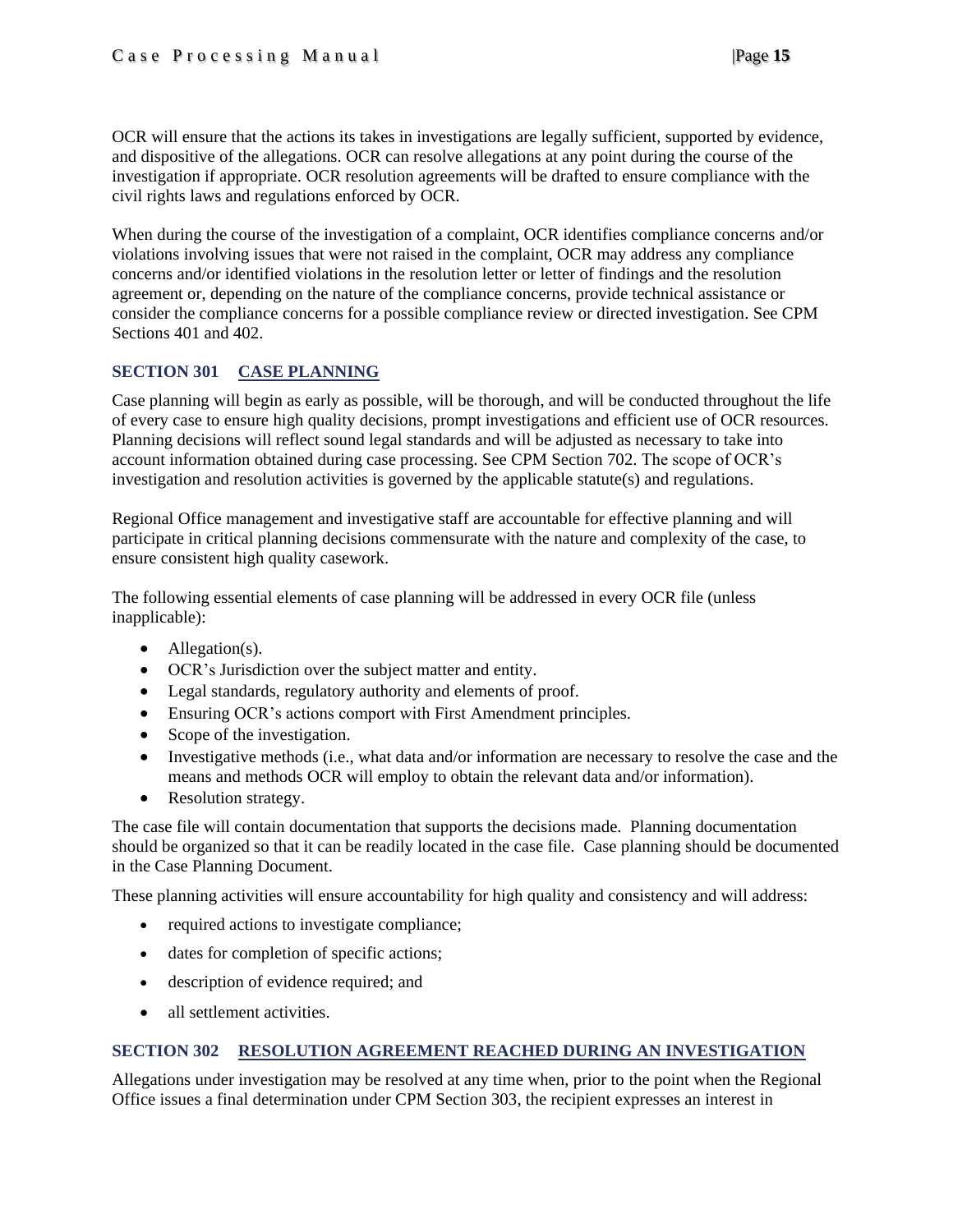OCR will ensure that the actions its takes in investigations are legally sufficient, supported by evidence, and dispositive of the allegations. OCR can resolve allegations at any point during the course of the investigation if appropriate. OCR resolution agreements will be drafted to ensure compliance with the civil rights laws and regulations enforced by OCR.

When during the course of the investigation of a complaint, OCR identifies compliance concerns and/or violations involving issues that were not raised in the complaint, OCR may address any compliance concerns and/or identified violations in the resolution letter or letter of findings and the resolution agreement or, depending on the nature of the compliance concerns, provide technical assistance or consider the compliance concerns for a possible compliance review or directed investigation. See CPM Sections 401 and 402.

### SECTION 301 CASE PLANNING

Case planning will begin as early as possible, will be thorough, and will be conducted throughout the life of every case to ensure high quality decisions, prompt investigations and efficient use of OCR resources. Planning decisions will reflect sound legal standards and will be adjusted as necessary to take into account information obtained during case processing. See CPM Section 702. The scope of OCR's investigation and resolution activities is governed by the applicable statute(s) and regulations.

Regional Office management and investigative staff are accountable for effective planning and will participate in critical planning decisions commensurate with the nature and complexity of the case, to ensure consistent high quality casework.

The following essential elements of case planning will be addressed in every OCR file (unless inapplicable):

- Allegation(s).
- OCR's Jurisdiction over the subject matter and entity.
- Legal standards, regulatory authority and elements of proof.
- Ensuring OCR's actions comport with First Amendment principles.
- Scope of the investigation.
- Investigative methods (i.e., what data and/or information are necessary to resolve the case and the means and methods OCR will employ to obtain the relevant data and/or information).
- Resolution strategy.

The case file will contain documentation that supports the decisions made. Planning documentation should be organized so that it can be readily located in the case file. Case planning should be documented in the Case Planning Document.

These planning activities will ensure accountability for high quality and consistency and will address:

- required actions to investigate compliance;
- dates for completion of specific actions;
- description of evidence required; and
- all settlement activities.

### SECTION 302 RESOLUTION AGREEMENT REACHED DURING AN INVESTIGATION

Allegations under investigation may be resolved at any time when, prior to the point when the Regional Office issues a final determination under CPM Section 303, the recipient expresses an interest in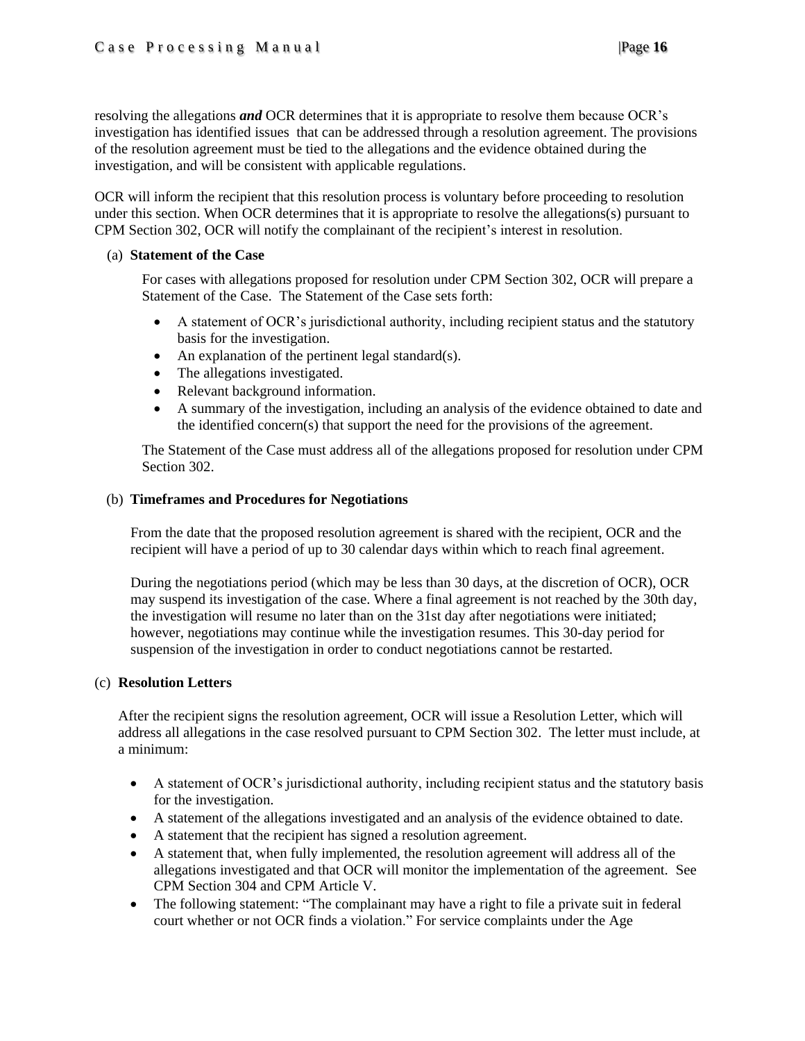resolving the allegations ***and*** OCR determines that it is appropriate to resolve them because OCR's investigation has identified issues that can be addressed through a resolution agreement. The provisions of the resolution agreement must be tied to the allegations and the evidence obtained during the investigation, and will be consistent with applicable regulations.

OCR will inform the recipient that this resolution process is voluntary before proceeding to resolution under this section. When OCR determines that it is appropriate to resolve the allegations(s) pursuant to CPM Section 302, OCR will notify the complainant of the recipient's interest in resolution.

(a) **Statement of the Case**

For cases with allegations proposed for resolution under CPM Section 302, OCR will prepare a Statement of the Case. The Statement of the Case sets forth:

- A statement of OCR's jurisdictional authority, including recipient status and the statutory basis for the investigation.
- An explanation of the pertinent legal standard(s).
- The allegations investigated.
- Relevant background information.
- A summary of the investigation, including an analysis of the evidence obtained to date and the identified concern(s) that support the need for the provisions of the agreement.

The Statement of the Case must address all of the allegations proposed for resolution under CPM Section 302.

(b) **Timeframes and Procedures for Negotiations**

From the date that the proposed resolution agreement is shared with the recipient, OCR and the recipient will have a period of up to 30 calendar days within which to reach final agreement.

During the negotiations period (which may be less than 30 days, at the discretion of OCR), OCR may suspend its investigation of the case. Where a final agreement is not reached by the 30th day, the investigation will resume no later than on the 31st day after negotiations were initiated; however, negotiations may continue while the investigation resumes. This 30-day period for suspension of the investigation in order to conduct negotiations cannot be restarted.

(c) **Resolution Letters**

After the recipient signs the resolution agreement, OCR will issue a Resolution Letter, which will address all allegations in the case resolved pursuant to CPM Section 302. The letter must include, at a minimum:

- A statement of OCR's jurisdictional authority, including recipient status and the statutory basis for the investigation.
- A statement of the allegations investigated and an analysis of the evidence obtained to date.
- A statement that the recipient has signed a resolution agreement.
- A statement that, when fully implemented, the resolution agreement will address all of the allegations investigated and that OCR will monitor the implementation of the agreement. See CPM Section 304 and CPM Article V.
- The following statement: "The complainant may have a right to file a private suit in federal court whether or not OCR finds a violation." For service complaints under the Age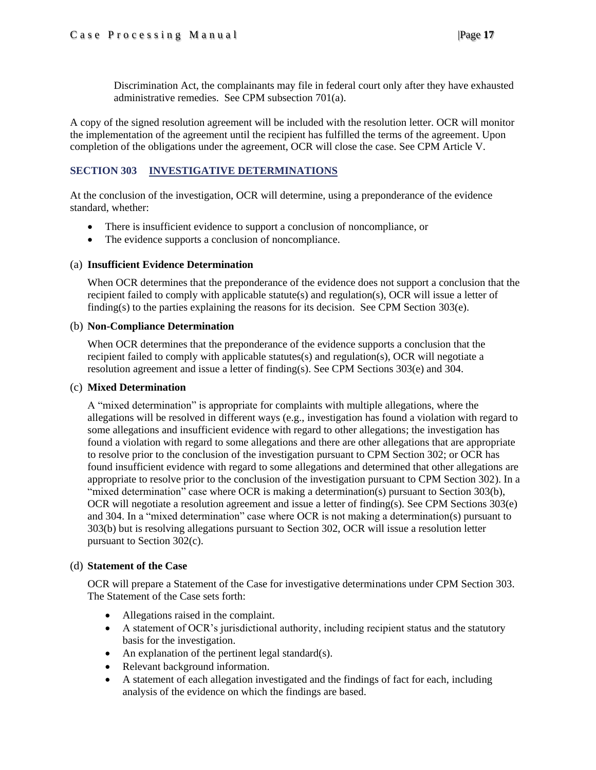Discrimination Act, the complainants may file in federal court only after they have exhausted administrative remedies. See CPM subsection 701(a).

A copy of the signed resolution agreement will be included with the resolution letter. OCR will monitor the implementation of the agreement until the recipient has fulfilled the terms of the agreement. Upon completion of the obligations under the agreement, OCR will close the case. See CPM Article V.

## SECTION 303 INVESTIGATIVE DETERMINATIONS

At the conclusion of the investigation, OCR will determine, using a preponderance of the evidence standard, whether:

- There is insufficient evidence to support a conclusion of noncompliance, or
- The evidence supports a conclusion of noncompliance.

### (a) Insufficient Evidence Determination

When OCR determines that the preponderance of the evidence does not support a conclusion that the recipient failed to comply with applicable statute(s) and regulation(s), OCR will issue a letter of finding(s) to the parties explaining the reasons for its decision. See CPM Section 303(e).

### (b) Non-Compliance Determination

When OCR determines that the preponderance of the evidence supports a conclusion that the recipient failed to comply with applicable statutes(s) and regulation(s), OCR will negotiate a resolution agreement and issue a letter of finding(s). See CPM Sections 303(e) and 304.

### (c) Mixed Determination

A "mixed determination" is appropriate for complaints with multiple allegations, where the allegations will be resolved in different ways (e.g., investigation has found a violation with regard to some allegations and insufficient evidence with regard to other allegations; the investigation has found a violation with regard to some allegations and there are other allegations that are appropriate to resolve prior to the conclusion of the investigation pursuant to CPM Section 302; or OCR has found insufficient evidence with regard to some allegations and determined that other allegations are appropriate to resolve prior to the conclusion of the investigation pursuant to CPM Section 302). In a "mixed determination" case where OCR is making a determination(s) pursuant to Section 303(b), OCR will negotiate a resolution agreement and issue a letter of finding(s). See CPM Sections 303(e) and 304. In a "mixed determination" case where OCR is not making a determination(s) pursuant to 303(b) but is resolving allegations pursuant to Section 302, OCR will issue a resolution letter pursuant to Section 302(c).

### (d) Statement of the Case

OCR will prepare a Statement of the Case for investigative determinations under CPM Section 303. The Statement of the Case sets forth:

- Allegations raised in the complaint.
- A statement of OCR's jurisdictional authority, including recipient status and the statutory basis for the investigation.
- An explanation of the pertinent legal standard(s).
- Relevant background information.
- A statement of each allegation investigated and the findings of fact for each, including analysis of the evidence on which the findings are based.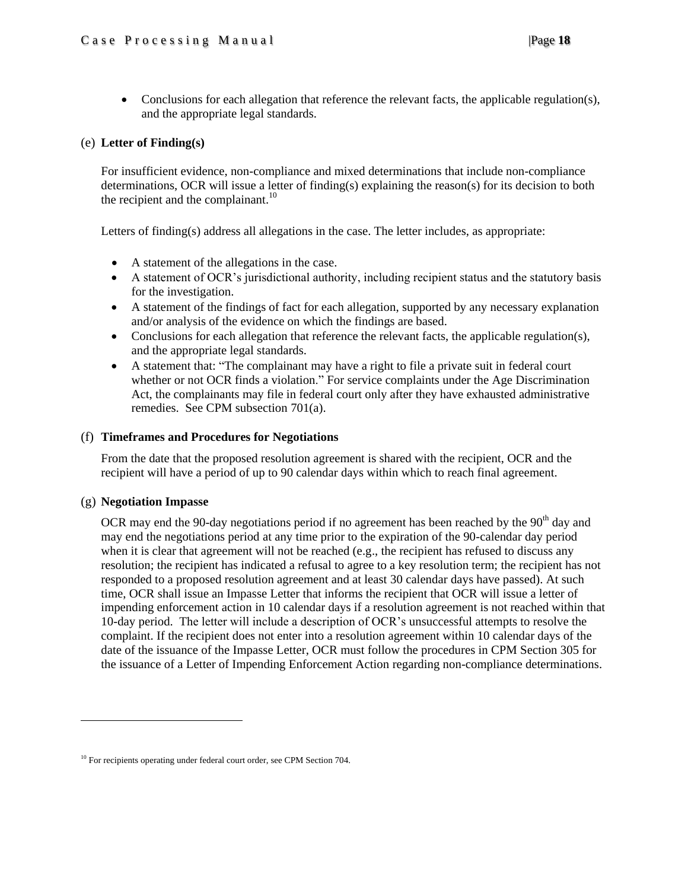- Conclusions for each allegation that reference the relevant facts, the applicable regulation(s), and the appropriate legal standards.

(e) **Letter of Finding(s)**

For insufficient evidence, non-compliance and mixed determinations that include non-compliance determinations, OCR will issue a letter of finding(s) explaining the reason(s) for its decision to both the recipient and the complainant.[10]

Letters of finding(s) address all allegations in the case. The letter includes, as appropriate:

- A statement of the allegations in the case.
- A statement of OCR's jurisdictional authority, including recipient status and the statutory basis for the investigation.
- A statement of the findings of fact for each allegation, supported by any necessary explanation and/or analysis of the evidence on which the findings are based.
- Conclusions for each allegation that reference the relevant facts, the applicable regulation(s), and the appropriate legal standards.
- A statement that: "The complainant may have a right to file a private suit in federal court whether or not OCR finds a violation." For service complaints under the Age Discrimination Act, the complainants may file in federal court only after they have exhausted administrative remedies. See CPM subsection 701(a).

(f) **Timeframes and Procedures for Negotiations**

From the date that the proposed resolution agreement is shared with the recipient, OCR and the recipient will have a period of up to 90 calendar days within which to reach final agreement.

(g) **Negotiation Impasse**

OCR may end the 90-day negotiations period if no agreement has been reached by the 90th day and may end the negotiations period at any time prior to the expiration of the 90-calendar day period when it is clear that agreement will not be reached (e.g., the recipient has refused to discuss any resolution; the recipient has indicated a refusal to agree to a key resolution term; the recipient has not responded to a proposed resolution agreement and at least 30 calendar days have passed). At such time, OCR shall issue an Impasse Letter that informs the recipient that OCR will issue a letter of impending enforcement action in 10 calendar days if a resolution agreement is not reached within that 10-day period. The letter will include a description of OCR's unsuccessful attempts to resolve the complaint. If the recipient does not enter into a resolution agreement within 10 calendar days of the date of the issuance of the Impasse Letter, OCR must follow the procedures in CPM Section 305 for the issuance of a Letter of Impending Enforcement Action regarding non-compliance determinations.

---

[10] For recipients operating under federal court order, see CPM Section 704.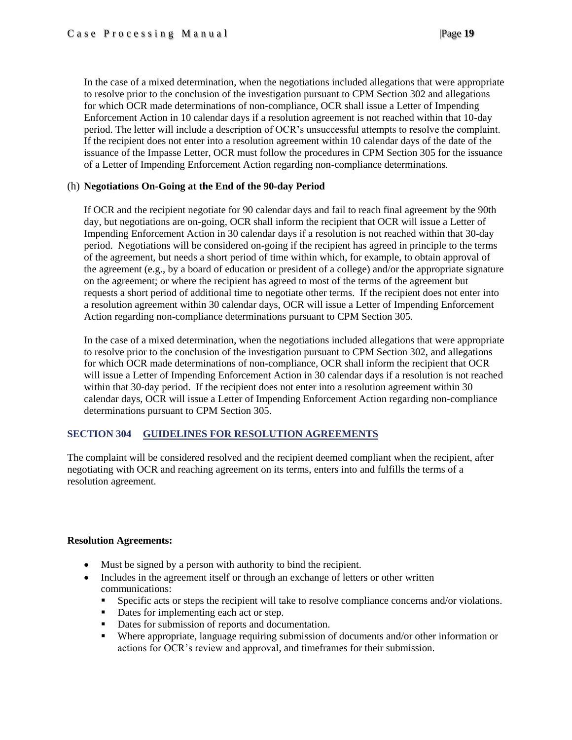In the case of a mixed determination, when the negotiations included allegations that were appropriate to resolve prior to the conclusion of the investigation pursuant to CPM Section 302 and allegations for which OCR made determinations of non-compliance, OCR shall issue a Letter of Impending Enforcement Action in 10 calendar days if a resolution agreement is not reached within that 10-day period. The letter will include a description of OCR's unsuccessful attempts to resolve the complaint. If the recipient does not enter into a resolution agreement within 10 calendar days of the date of the issuance of the Impasse Letter, OCR must follow the procedures in CPM Section 305 for the issuance of a Letter of Impending Enforcement Action regarding non-compliance determinations.

(h) **Negotiations On-Going at the End of the 90-day Period**

If OCR and the recipient negotiate for 90 calendar days and fail to reach final agreement by the 90th day, but negotiations are on-going, OCR shall inform the recipient that OCR will issue a Letter of Impending Enforcement Action in 30 calendar days if a resolution is not reached within that 30-day period. Negotiations will be considered on-going if the recipient has agreed in principle to the terms of the agreement, but needs a short period of time within which, for example, to obtain approval of the agreement (e.g., by a board of education or president of a college) and/or the appropriate signature on the agreement; or where the recipient has agreed to most of the terms of the agreement but requests a short period of additional time to negotiate other terms. If the recipient does not enter into a resolution agreement within 30 calendar days, OCR will issue a Letter of Impending Enforcement Action regarding non-compliance determinations pursuant to CPM Section 305.

In the case of a mixed determination, when the negotiations included allegations that were appropriate to resolve prior to the conclusion of the investigation pursuant to CPM Section 302, and allegations for which OCR made determinations of non-compliance, OCR shall inform the recipient that OCR will issue a Letter of Impending Enforcement Action in 30 calendar days if a resolution is not reached within that 30-day period. If the recipient does not enter into a resolution agreement within 30 calendar days, OCR will issue a Letter of Impending Enforcement Action regarding non-compliance determinations pursuant to CPM Section 305.

## SECTION 304 GUIDELINES FOR RESOLUTION AGREEMENTS

The complaint will be considered resolved and the recipient deemed compliant when the recipient, after negotiating with OCR and reaching agreement on its terms, enters into and fulfills the terms of a resolution agreement.

**Resolution Agreements:**

- Must be signed by a person with authority to bind the recipient.
- Includes in the agreement itself or through an exchange of letters or other written communications:
  - Specific acts or steps the recipient will take to resolve compliance concerns and/or violations.
  - Dates for implementing each act or step.
  - Dates for submission of reports and documentation.
  - Where appropriate, language requiring submission of documents and/or other information or actions for OCR's review and approval, and timeframes for their submission.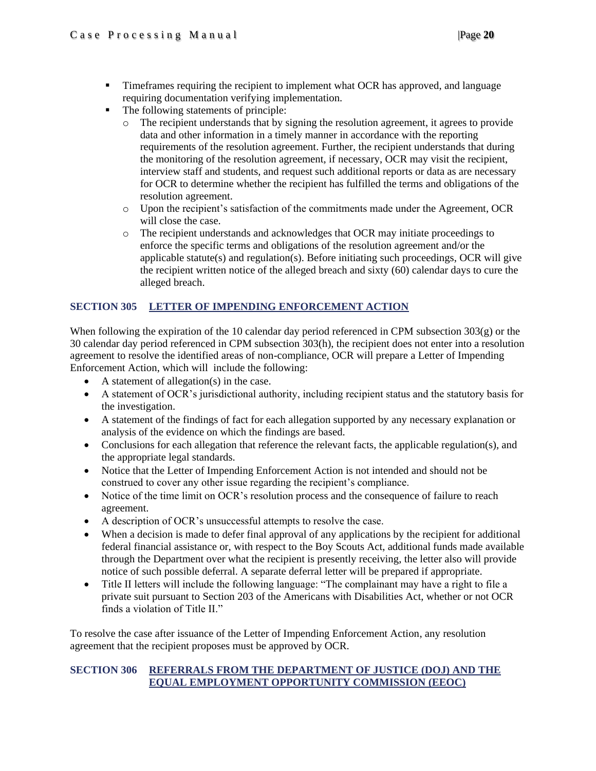- Timeframes requiring the recipient to implement what OCR has approved, and language requiring documentation verifying implementation.
- The following statements of principle:
  - The recipient understands that by signing the resolution agreement, it agrees to provide data and other information in a timely manner in accordance with the reporting requirements of the resolution agreement. Further, the recipient understands that during the monitoring of the resolution agreement, if necessary, OCR may visit the recipient, interview staff and students, and request such additional reports or data as are necessary for OCR to determine whether the recipient has fulfilled the terms and obligations of the resolution agreement.
  - Upon the recipient's satisfaction of the commitments made under the Agreement, OCR will close the case.
  - The recipient understands and acknowledges that OCR may initiate proceedings to enforce the specific terms and obligations of the resolution agreement and/or the applicable statute(s) and regulation(s). Before initiating such proceedings, OCR will give the recipient written notice of the alleged breach and sixty (60) calendar days to cure the alleged breach.

## SECTION 305 LETTER OF IMPENDING ENFORCEMENT ACTION

When following the expiration of the 10 calendar day period referenced in CPM subsection 303(g) or the 30 calendar day period referenced in CPM subsection 303(h), the recipient does not enter into a resolution agreement to resolve the identified areas of non-compliance, OCR will prepare a Letter of Impending Enforcement Action, which will include the following:

- A statement of allegation(s) in the case.
- A statement of OCR's jurisdictional authority, including recipient status and the statutory basis for the investigation.
- A statement of the findings of fact for each allegation supported by any necessary explanation or analysis of the evidence on which the findings are based.
- Conclusions for each allegation that reference the relevant facts, the applicable regulation(s), and the appropriate legal standards.
- Notice that the Letter of Impending Enforcement Action is not intended and should not be construed to cover any other issue regarding the recipient's compliance.
- Notice of the time limit on OCR's resolution process and the consequence of failure to reach agreement.
- A description of OCR's unsuccessful attempts to resolve the case.
- When a decision is made to defer final approval of any applications by the recipient for additional federal financial assistance or, with respect to the Boy Scouts Act, additional funds made available through the Department over what the recipient is presently receiving, the letter also will provide notice of such possible deferral. A separate deferral letter will be prepared if appropriate.
- Title II letters will include the following language: "The complainant may have a right to file a private suit pursuant to Section 203 of the Americans with Disabilities Act, whether or not OCR finds a violation of Title II."

To resolve the case after issuance of the Letter of Impending Enforcement Action, any resolution agreement that the recipient proposes must be approved by OCR.

## SECTION 306 REFERRALS FROM THE DEPARTMENT OF JUSTICE (DOJ) AND THE EQUAL EMPLOYMENT OPPORTUNITY COMMISSION (EEOC)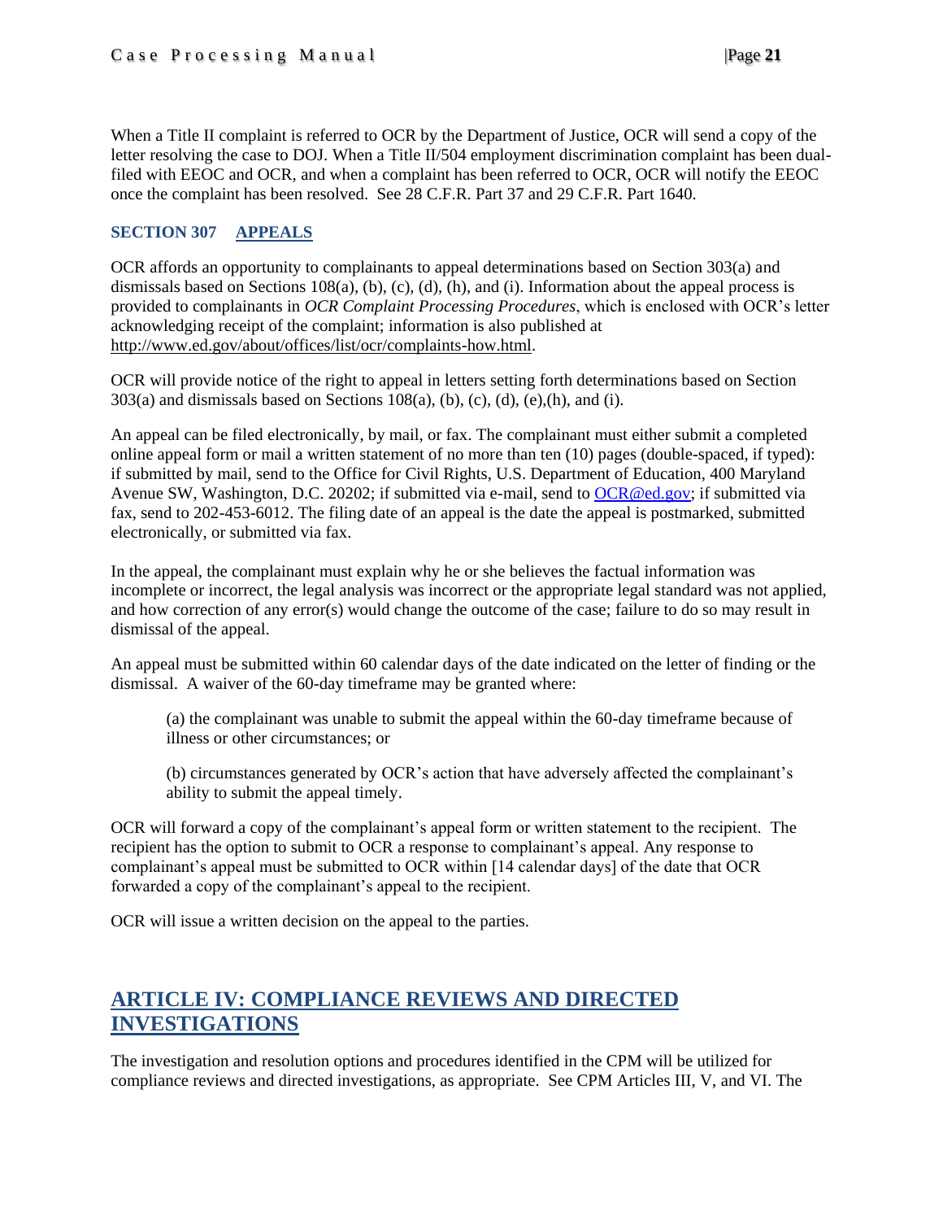When a Title II complaint is referred to OCR by the Department of Justice, OCR will send a copy of the letter resolving the case to DOJ. When a Title II/504 employment discrimination complaint has been dual-filed with EEOC and OCR, and when a complaint has been referred to OCR, OCR will notify the EEOC once the complaint has been resolved. See 28 C.F.R. Part 37 and 29 C.F.R. Part 1640.

### SECTION 307 APPEALS

OCR affords an opportunity to complainants to appeal determinations based on Section 303(a) and dismissals based on Sections 108(a), (b), (c), (d), (h), and (i). Information about the appeal process is provided to complainants in *OCR Complaint Processing Procedures*, which is enclosed with OCR's letter acknowledging receipt of the complaint; information is also published at http://www.ed.gov/about/offices/list/ocr/complaints-how.html.

OCR will provide notice of the right to appeal in letters setting forth determinations based on Section 303(a) and dismissals based on Sections 108(a), (b), (c), (d), (e),(h), and (i).

An appeal can be filed electronically, by mail, or fax. The complainant must either submit a completed online appeal form or mail a written statement of no more than ten (10) pages (double-spaced, if typed): if submitted by mail, send to the Office for Civil Rights, U.S. Department of Education, 400 Maryland Avenue SW, Washington, D.C. 20202; if submitted via e-mail, send to OCR@ed.gov; if submitted via fax, send to 202-453-6012. The filing date of an appeal is the date the appeal is postmarked, submitted electronically, or submitted via fax.

In the appeal, the complainant must explain why he or she believes the factual information was incomplete or incorrect, the legal analysis was incorrect or the appropriate legal standard was not applied, and how correction of any error(s) would change the outcome of the case; failure to do so may result in dismissal of the appeal.

An appeal must be submitted within 60 calendar days of the date indicated on the letter of finding or the dismissal. A waiver of the 60-day timeframe may be granted where:

(a) the complainant was unable to submit the appeal within the 60-day timeframe because of illness or other circumstances; or

(b) circumstances generated by OCR's action that have adversely affected the complainant's ability to submit the appeal timely.

OCR will forward a copy of the complainant's appeal form or written statement to the recipient. The recipient has the option to submit to OCR a response to complainant's appeal. Any response to complainant's appeal must be submitted to OCR within [14 calendar days] of the date that OCR forwarded a copy of the complainant's appeal to the recipient.

OCR will issue a written decision on the appeal to the parties.

## ARTICLE IV: COMPLIANCE REVIEWS AND DIRECTED INVESTIGATIONS

The investigation and resolution options and procedures identified in the CPM will be utilized for compliance reviews and directed investigations, as appropriate. See CPM Articles III, V, and VI. The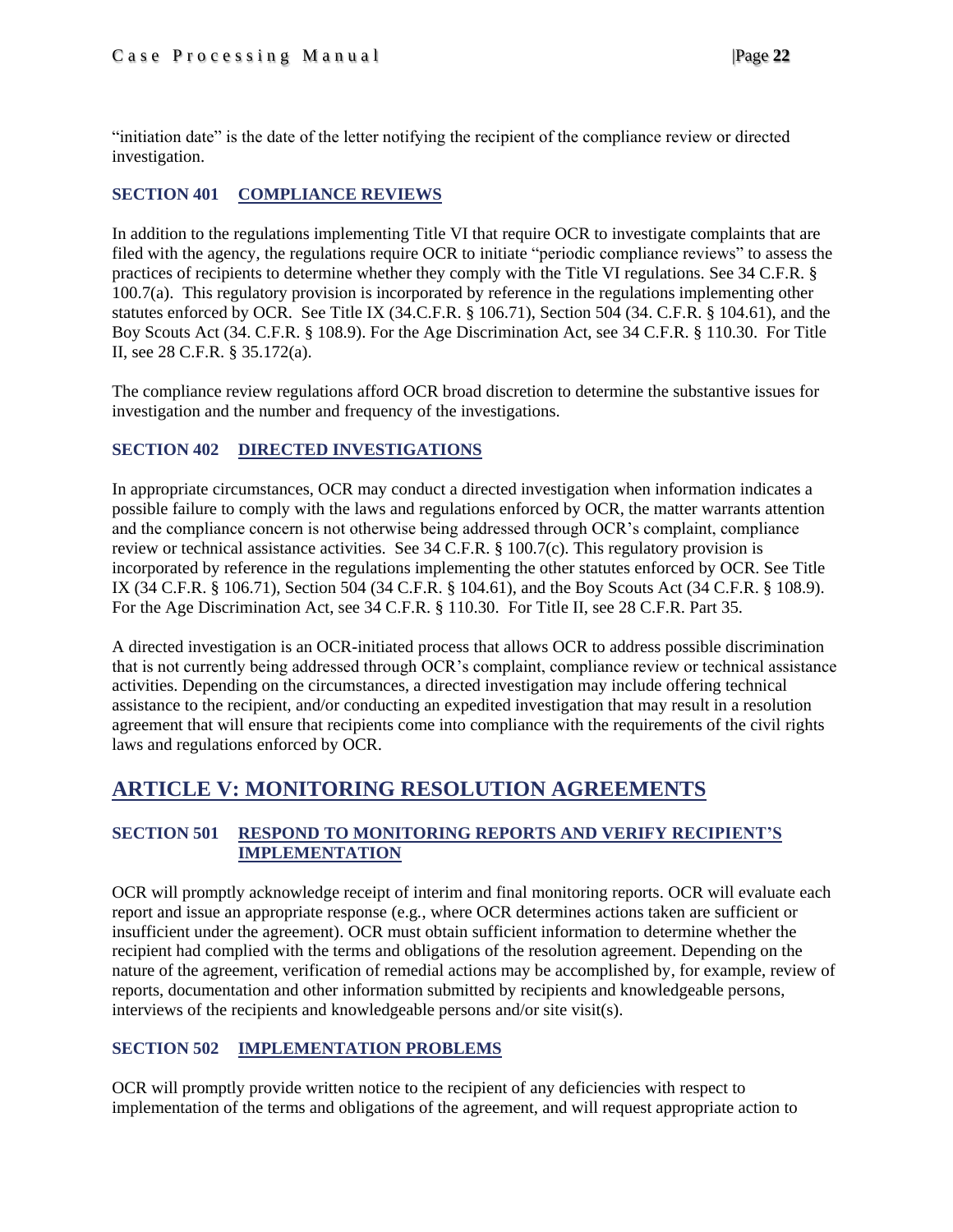"initiation date" is the date of the letter notifying the recipient of the compliance review or directed investigation.

### SECTION 401 COMPLIANCE REVIEWS

In addition to the regulations implementing Title VI that require OCR to investigate complaints that are filed with the agency, the regulations require OCR to initiate "periodic compliance reviews" to assess the practices of recipients to determine whether they comply with the Title VI regulations. See 34 C.F.R. § 100.7(a). This regulatory provision is incorporated by reference in the regulations implementing other statutes enforced by OCR. See Title IX (34.C.F.R. § 106.71), Section 504 (34. C.F.R. § 104.61), and the Boy Scouts Act (34. C.F.R. § 108.9). For the Age Discrimination Act, see 34 C.F.R. § 110.30. For Title II, see 28 C.F.R. § 35.172(a).

The compliance review regulations afford OCR broad discretion to determine the substantive issues for investigation and the number and frequency of the investigations.

### SECTION 402 DIRECTED INVESTIGATIONS

In appropriate circumstances, OCR may conduct a directed investigation when information indicates a possible failure to comply with the laws and regulations enforced by OCR, the matter warrants attention and the compliance concern is not otherwise being addressed through OCR's complaint, compliance review or technical assistance activities. See 34 C.F.R. § 100.7(c). This regulatory provision is incorporated by reference in the regulations implementing the other statutes enforced by OCR. See Title IX (34 C.F.R. § 106.71), Section 504 (34 C.F.R. § 104.61), and the Boy Scouts Act (34 C.F.R. § 108.9). For the Age Discrimination Act, see 34 C.F.R. § 110.30. For Title II, see 28 C.F.R. Part 35.

A directed investigation is an OCR-initiated process that allows OCR to address possible discrimination that is not currently being addressed through OCR's complaint, compliance review or technical assistance activities. Depending on the circumstances, a directed investigation may include offering technical assistance to the recipient, and/or conducting an expedited investigation that may result in a resolution agreement that will ensure that recipients come into compliance with the requirements of the civil rights laws and regulations enforced by OCR.

## ARTICLE V: MONITORING RESOLUTION AGREEMENTS

### SECTION 501 RESPOND TO MONITORING REPORTS AND VERIFY RECIPIENT'S IMPLEMENTATION

OCR will promptly acknowledge receipt of interim and final monitoring reports. OCR will evaluate each report and issue an appropriate response (e.g., where OCR determines actions taken are sufficient or insufficient under the agreement). OCR must obtain sufficient information to determine whether the recipient had complied with the terms and obligations of the resolution agreement. Depending on the nature of the agreement, verification of remedial actions may be accomplished by, for example, review of reports, documentation and other information submitted by recipients and knowledgeable persons, interviews of the recipients and knowledgeable persons and/or site visit(s).

### SECTION 502 IMPLEMENTATION PROBLEMS

OCR will promptly provide written notice to the recipient of any deficiencies with respect to implementation of the terms and obligations of the agreement, and will request appropriate action to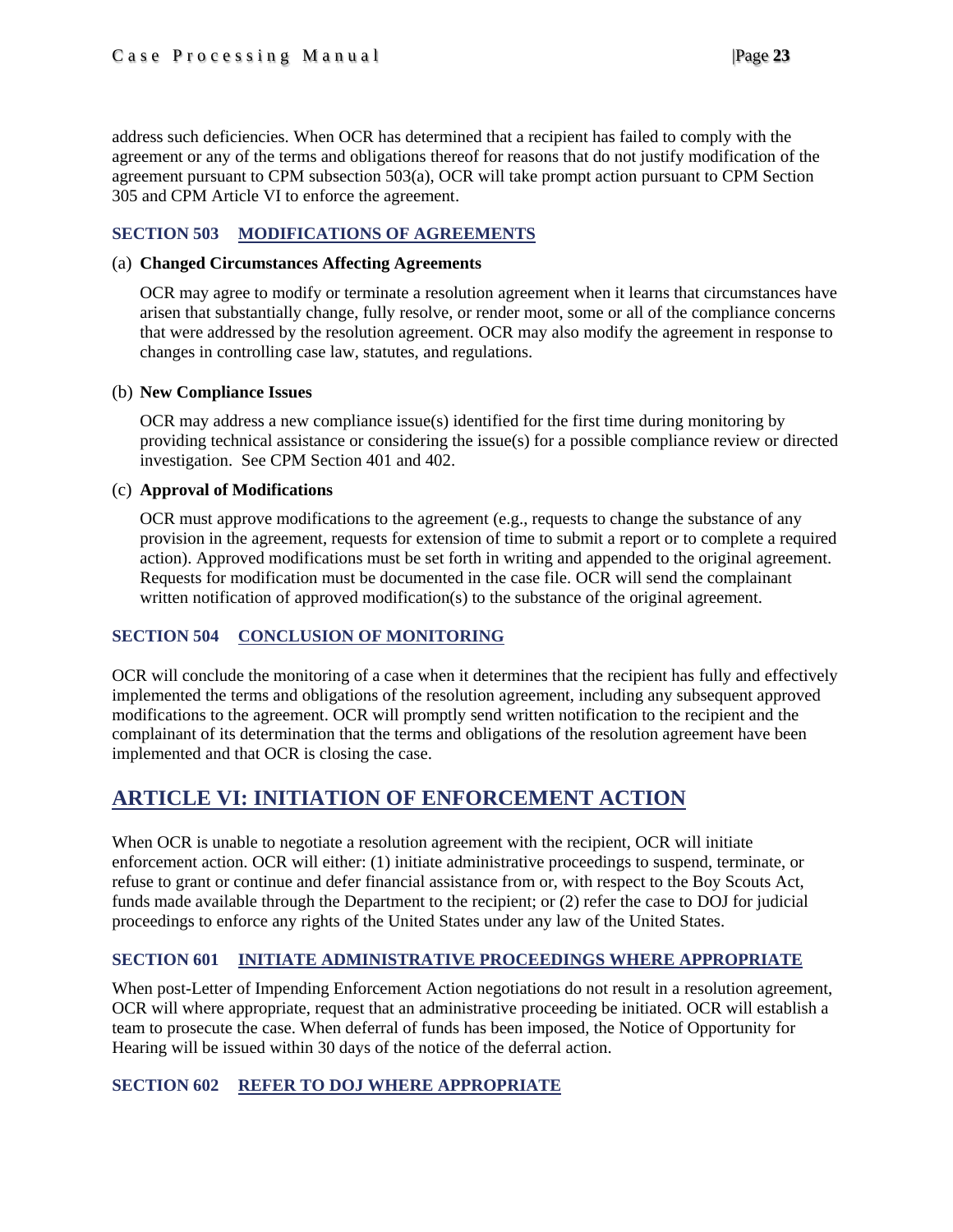address such deficiencies. When OCR has determined that a recipient has failed to comply with the agreement or any of the terms and obligations thereof for reasons that do not justify modification of the agreement pursuant to CPM subsection 503(a), OCR will take prompt action pursuant to CPM Section 305 and CPM Article VI to enforce the agreement.

### SECTION 503 MODIFICATIONS OF AGREEMENTS

(a) **Changed Circumstances Affecting Agreements**

OCR may agree to modify or terminate a resolution agreement when it learns that circumstances have arisen that substantially change, fully resolve, or render moot, some or all of the compliance concerns that were addressed by the resolution agreement. OCR may also modify the agreement in response to changes in controlling case law, statutes, and regulations.

(b) **New Compliance Issues**

OCR may address a new compliance issue(s) identified for the first time during monitoring by providing technical assistance or considering the issue(s) for a possible compliance review or directed investigation. See CPM Section 401 and 402.

(c) **Approval of Modifications**

OCR must approve modifications to the agreement (e.g., requests to change the substance of any provision in the agreement, requests for extension of time to submit a report or to complete a required action). Approved modifications must be set forth in writing and appended to the original agreement. Requests for modification must be documented in the case file. OCR will send the complainant written notification of approved modification(s) to the substance of the original agreement.

### SECTION 504 CONCLUSION OF MONITORING

OCR will conclude the monitoring of a case when it determines that the recipient has fully and effectively implemented the terms and obligations of the resolution agreement, including any subsequent approved modifications to the agreement. OCR will promptly send written notification to the recipient and the complainant of its determination that the terms and obligations of the resolution agreement have been implemented and that OCR is closing the case.

## ARTICLE VI: INITIATION OF ENFORCEMENT ACTION

When OCR is unable to negotiate a resolution agreement with the recipient, OCR will initiate enforcement action. OCR will either: (1) initiate administrative proceedings to suspend, terminate, or refuse to grant or continue and defer financial assistance from or, with respect to the Boy Scouts Act, funds made available through the Department to the recipient; or (2) refer the case to DOJ for judicial proceedings to enforce any rights of the United States under any law of the United States.

### SECTION 601 INITIATE ADMINISTRATIVE PROCEEDINGS WHERE APPROPRIATE

When post-Letter of Impending Enforcement Action negotiations do not result in a resolution agreement, OCR will where appropriate, request that an administrative proceeding be initiated. OCR will establish a team to prosecute the case. When deferral of funds has been imposed, the Notice of Opportunity for Hearing will be issued within 30 days of the notice of the deferral action.

### SECTION 602 REFER TO DOJ WHERE APPROPRIATE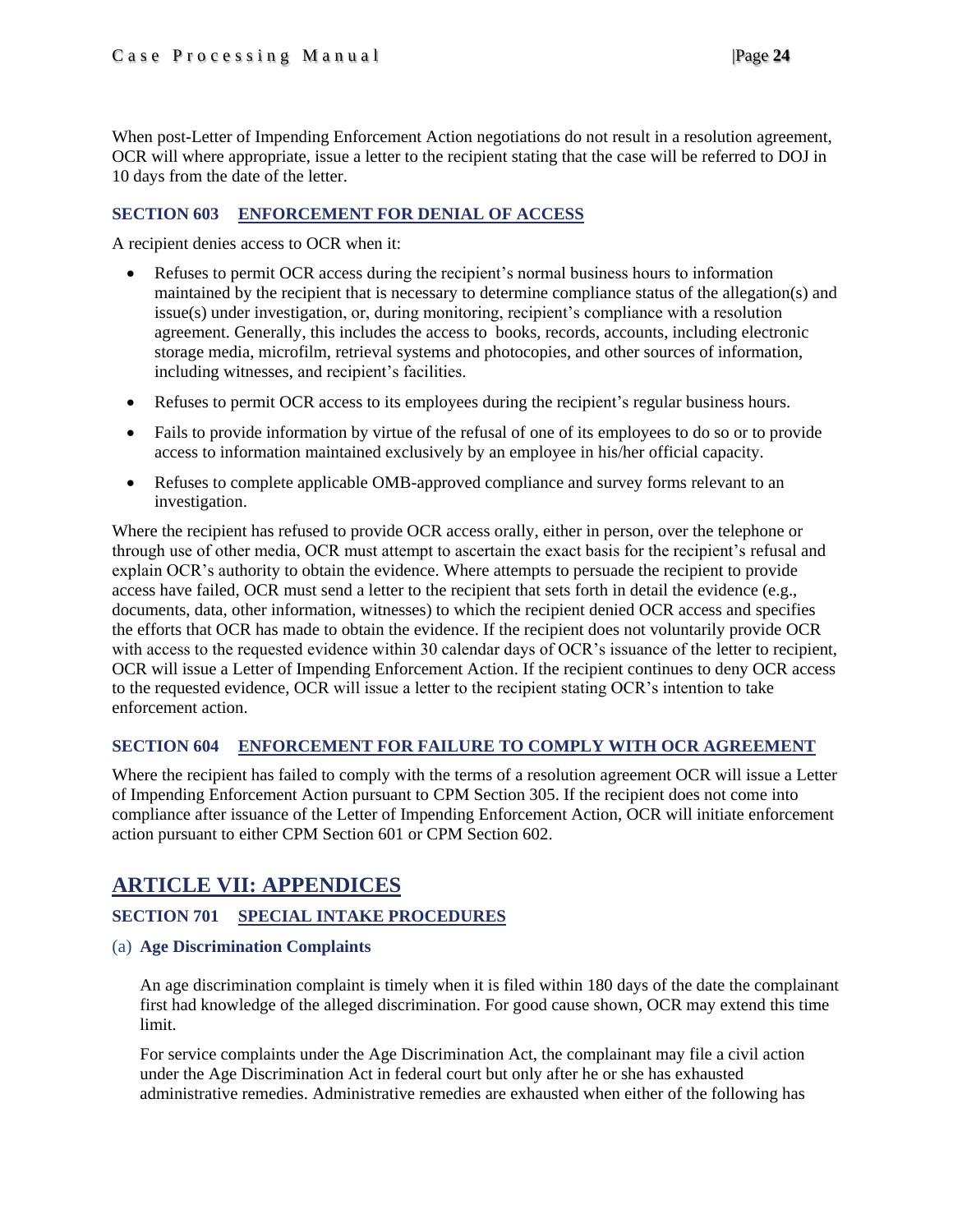When post-Letter of Impending Enforcement Action negotiations do not result in a resolution agreement, OCR will where appropriate, issue a letter to the recipient stating that the case will be referred to DOJ in 10 days from the date of the letter.

### SECTION 603 ENFORCEMENT FOR DENIAL OF ACCESS

A recipient denies access to OCR when it:

- Refuses to permit OCR access during the recipient's normal business hours to information maintained by the recipient that is necessary to determine compliance status of the allegation(s) and issue(s) under investigation, or, during monitoring, recipient's compliance with a resolution agreement. Generally, this includes the access to books, records, accounts, including electronic storage media, microfilm, retrieval systems and photocopies, and other sources of information, including witnesses, and recipient's facilities.
- Refuses to permit OCR access to its employees during the recipient's regular business hours.
- Fails to provide information by virtue of the refusal of one of its employees to do so or to provide access to information maintained exclusively by an employee in his/her official capacity.
- Refuses to complete applicable OMB-approved compliance and survey forms relevant to an investigation.

Where the recipient has refused to provide OCR access orally, either in person, over the telephone or through use of other media, OCR must attempt to ascertain the exact basis for the recipient's refusal and explain OCR's authority to obtain the evidence. Where attempts to persuade the recipient to provide access have failed, OCR must send a letter to the recipient that sets forth in detail the evidence (e.g., documents, data, other information, witnesses) to which the recipient denied OCR access and specifies the efforts that OCR has made to obtain the evidence. If the recipient does not voluntarily provide OCR with access to the requested evidence within 30 calendar days of OCR's issuance of the letter to recipient, OCR will issue a Letter of Impending Enforcement Action. If the recipient continues to deny OCR access to the requested evidence, OCR will issue a letter to the recipient stating OCR's intention to take enforcement action.

### SECTION 604 ENFORCEMENT FOR FAILURE TO COMPLY WITH OCR AGREEMENT

Where the recipient has failed to comply with the terms of a resolution agreement OCR will issue a Letter of Impending Enforcement Action pursuant to CPM Section 305. If the recipient does not come into compliance after issuance of the Letter of Impending Enforcement Action, OCR will initiate enforcement action pursuant to either CPM Section 601 or CPM Section 602.

## ARTICLE VII: APPENDICES

### SECTION 701 SPECIAL INTAKE PROCEDURES

#### (a) Age Discrimination Complaints

An age discrimination complaint is timely when it is filed within 180 days of the date the complainant first had knowledge of the alleged discrimination. For good cause shown, OCR may extend this time limit.

For service complaints under the Age Discrimination Act, the complainant may file a civil action under the Age Discrimination Act in federal court but only after he or she has exhausted administrative remedies. Administrative remedies are exhausted when either of the following has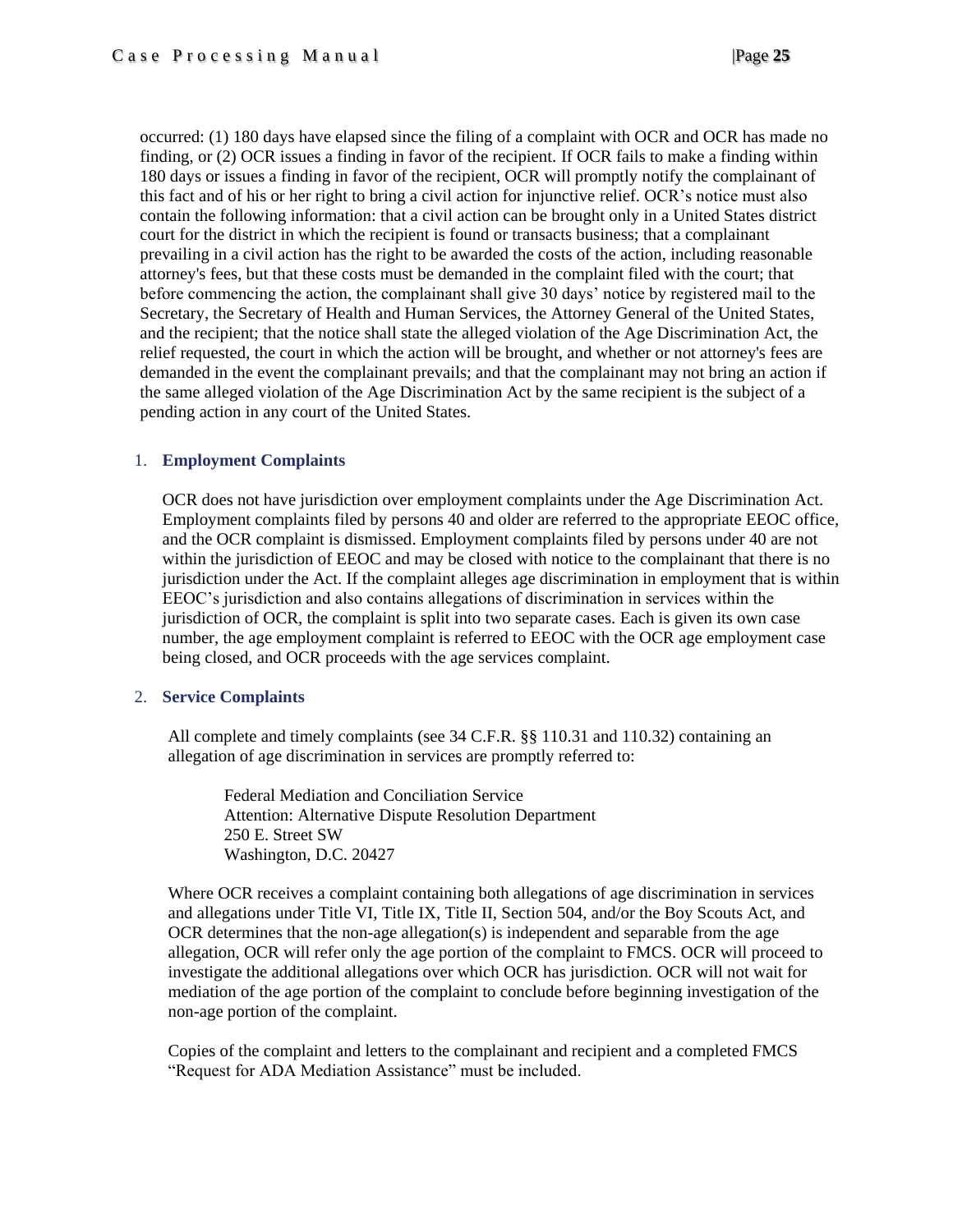occurred: (1) 180 days have elapsed since the filing of a complaint with OCR and OCR has made no finding, or (2) OCR issues a finding in favor of the recipient. If OCR fails to make a finding within 180 days or issues a finding in favor of the recipient, OCR will promptly notify the complainant of this fact and of his or her right to bring a civil action for injunctive relief. OCR's notice must also contain the following information: that a civil action can be brought only in a United States district court for the district in which the recipient is found or transacts business; that a complainant prevailing in a civil action has the right to be awarded the costs of the action, including reasonable attorney's fees, but that these costs must be demanded in the complaint filed with the court; that before commencing the action, the complainant shall give 30 days' notice by registered mail to the Secretary, the Secretary of Health and Human Services, the Attorney General of the United States, and the recipient; that the notice shall state the alleged violation of the Age Discrimination Act, the relief requested, the court in which the action will be brought, and whether or not attorney's fees are demanded in the event the complainant prevails; and that the complainant may not bring an action if the same alleged violation of the Age Discrimination Act by the same recipient is the subject of a pending action in any court of the United States.

1. **Employment Complaints**

OCR does not have jurisdiction over employment complaints under the Age Discrimination Act. Employment complaints filed by persons 40 and older are referred to the appropriate EEOC office, and the OCR complaint is dismissed. Employment complaints filed by persons under 40 are not within the jurisdiction of EEOC and may be closed with notice to the complainant that there is no jurisdiction under the Act. If the complaint alleges age discrimination in employment that is within EEOC's jurisdiction and also contains allegations of discrimination in services within the jurisdiction of OCR, the complaint is split into two separate cases. Each is given its own case number, the age employment complaint is referred to EEOC with the OCR age employment case being closed, and OCR proceeds with the age services complaint.

2. **Service Complaints**

All complete and timely complaints (see 34 C.F.R. §§ 110.31 and 110.32) containing an allegation of age discrimination in services are promptly referred to:

> Federal Mediation and Conciliation Service
> Attention: Alternative Dispute Resolution Department
> 250 E. Street SW
> Washington, D.C. 20427

Where OCR receives a complaint containing both allegations of age discrimination in services and allegations under Title VI, Title IX, Title II, Section 504, and/or the Boy Scouts Act, and OCR determines that the non-age allegation(s) is independent and separable from the age allegation, OCR will refer only the age portion of the complaint to FMCS. OCR will proceed to investigate the additional allegations over which OCR has jurisdiction. OCR will not wait for mediation of the age portion of the complaint to conclude before beginning investigation of the non-age portion of the complaint.

Copies of the complaint and letters to the complainant and recipient and a completed FMCS "Request for ADA Mediation Assistance" must be included.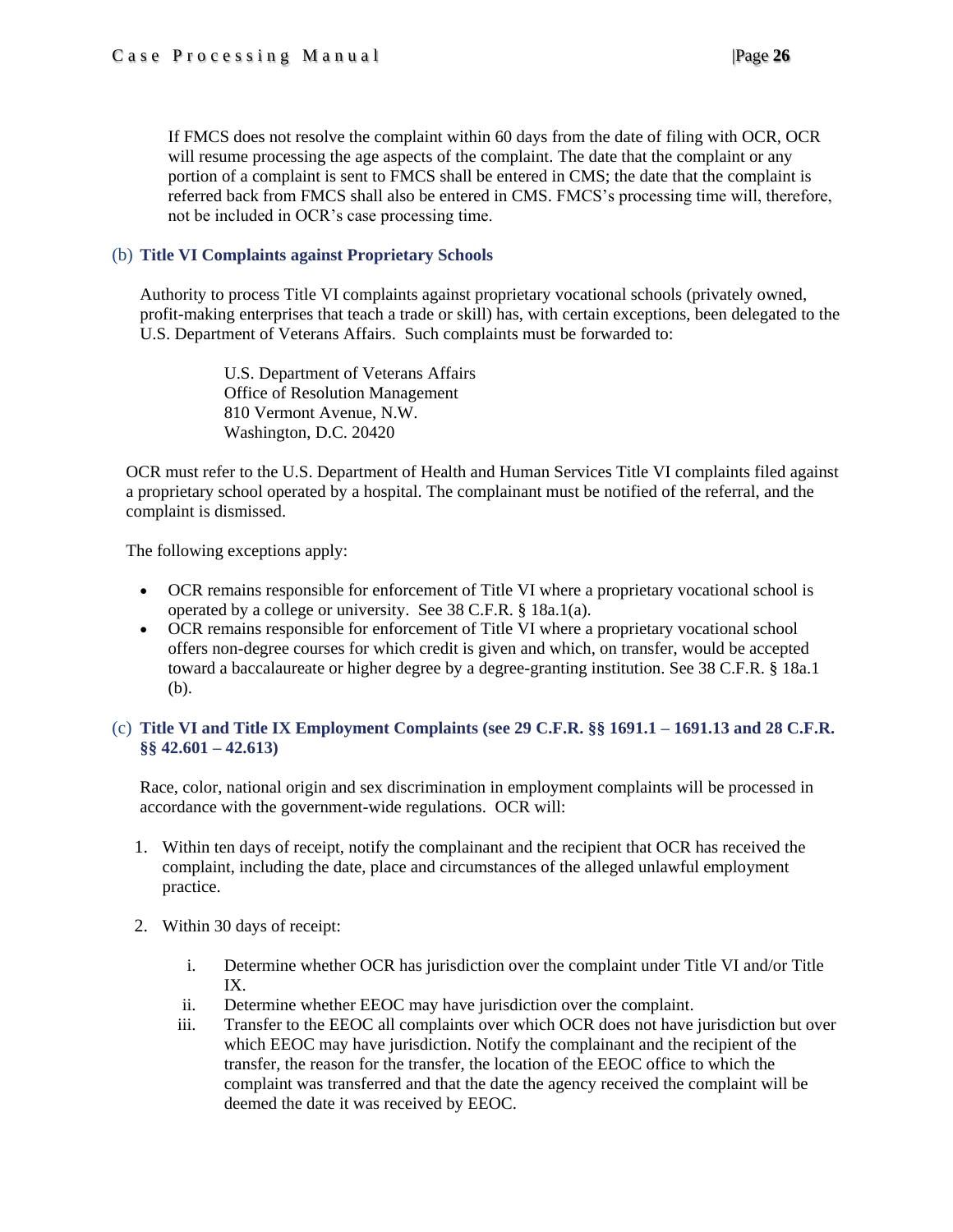If FMCS does not resolve the complaint within 60 days from the date of filing with OCR, OCR will resume processing the age aspects of the complaint. The date that the complaint or any portion of a complaint is sent to FMCS shall be entered in CMS; the date that the complaint is referred back from FMCS shall also be entered in CMS. FMCS's processing time will, therefore, not be included in OCR's case processing time.

### (b) Title VI Complaints against Proprietary Schools

Authority to process Title VI complaints against proprietary vocational schools (privately owned, profit-making enterprises that teach a trade or skill) has, with certain exceptions, been delegated to the U.S. Department of Veterans Affairs. Such complaints must be forwarded to:

U.S. Department of Veterans Affairs
Office of Resolution Management
810 Vermont Avenue, N.W.
Washington, D.C. 20420

OCR must refer to the U.S. Department of Health and Human Services Title VI complaints filed against a proprietary school operated by a hospital. The complainant must be notified of the referral, and the complaint is dismissed.

The following exceptions apply:

- OCR remains responsible for enforcement of Title VI where a proprietary vocational school is operated by a college or university. See 38 C.F.R. § 18a.1(a).
- OCR remains responsible for enforcement of Title VI where a proprietary vocational school offers non-degree courses for which credit is given and which, on transfer, would be accepted toward a baccalaureate or higher degree by a degree-granting institution. See 38 C.F.R. § 18a.1 (b).

### (c) Title VI and Title IX Employment Complaints (see 29 C.F.R. §§ 1691.1 – 1691.13 and 28 C.F.R. §§ 42.601 – 42.613)

Race, color, national origin and sex discrimination in employment complaints will be processed in accordance with the government-wide regulations. OCR will:

1. Within ten days of receipt, notify the complainant and the recipient that OCR has received the complaint, including the date, place and circumstances of the alleged unlawful employment practice.

2. Within 30 days of receipt:

    i. Determine whether OCR has jurisdiction over the complaint under Title VI and/or Title IX.
    ii. Determine whether EEOC may have jurisdiction over the complaint.
    iii. Transfer to the EEOC all complaints over which OCR does not have jurisdiction but over which EEOC may have jurisdiction. Notify the complainant and the recipient of the transfer, the reason for the transfer, the location of the EEOC office to which the complaint was transferred and that the date the agency received the complaint will be deemed the date it was received by EEOC.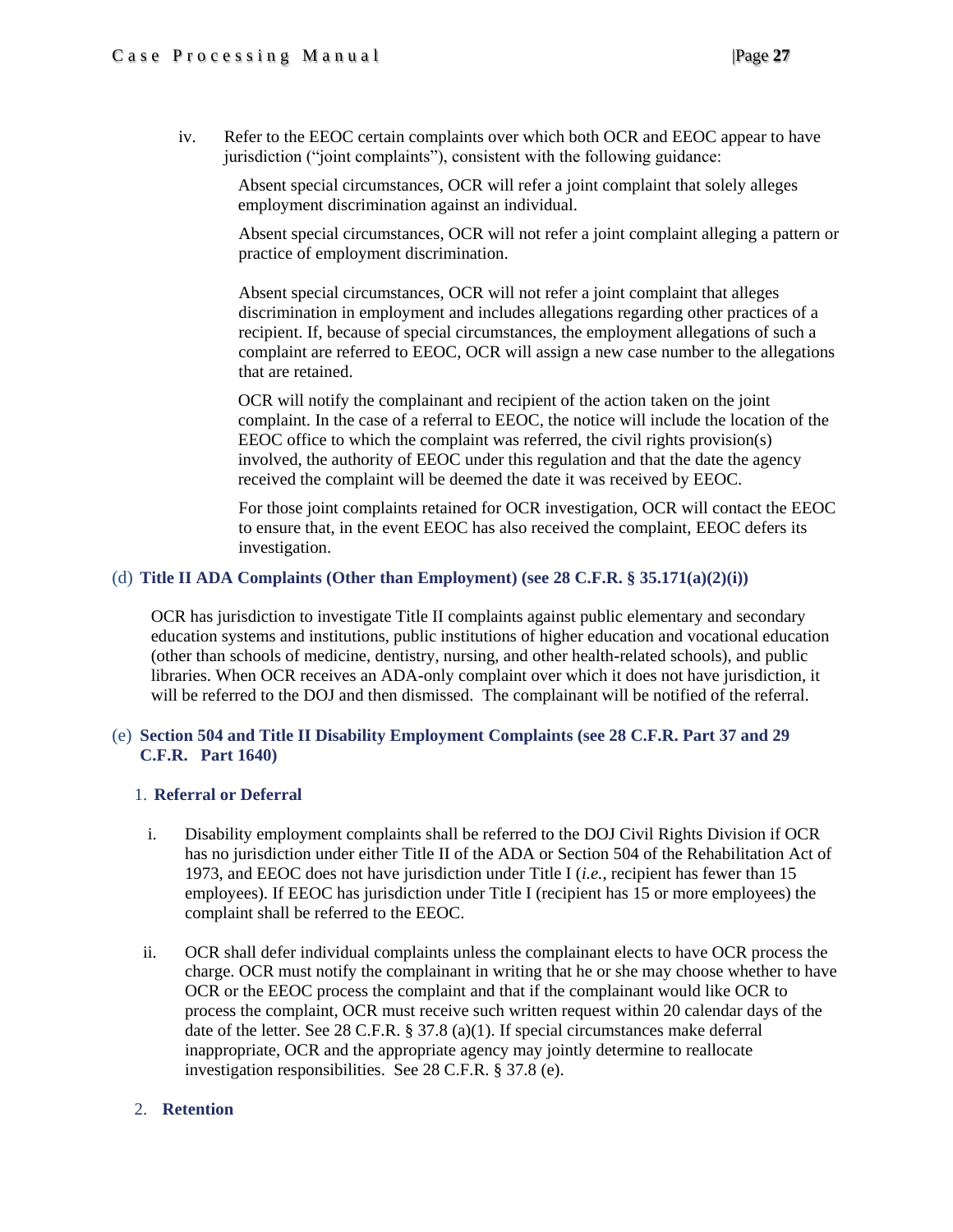iv. Refer to the EEOC certain complaints over which both OCR and EEOC appear to have jurisdiction ("joint complaints"), consistent with the following guidance:

Absent special circumstances, OCR will refer a joint complaint that solely alleges employment discrimination against an individual.

Absent special circumstances, OCR will not refer a joint complaint alleging a pattern or practice of employment discrimination.

Absent special circumstances, OCR will not refer a joint complaint that alleges discrimination in employment and includes allegations regarding other practices of a recipient. If, because of special circumstances, the employment allegations of such a complaint are referred to EEOC, OCR will assign a new case number to the allegations that are retained.

OCR will notify the complainant and recipient of the action taken on the joint complaint. In the case of a referral to EEOC, the notice will include the location of the EEOC office to which the complaint was referred, the civil rights provision(s) involved, the authority of EEOC under this regulation and that the date the agency received the complaint will be deemed the date it was received by EEOC.

For those joint complaints retained for OCR investigation, OCR will contact the EEOC to ensure that, in the event EEOC has also received the complaint, EEOC defers its investigation.

### (d) **Title II ADA Complaints (Other than Employment) (see 28 C.F.R. § 35.171(a)(2)(i))**

OCR has jurisdiction to investigate Title II complaints against public elementary and secondary education systems and institutions, public institutions of higher education and vocational education (other than schools of medicine, dentistry, nursing, and other health-related schools), and public libraries. When OCR receives an ADA-only complaint over which it does not have jurisdiction, it will be referred to the DOJ and then dismissed. The complainant will be notified of the referral.

### (e) **Section 504 and Title II Disability Employment Complaints (see 28 C.F.R. Part 37 and 29 C.F.R. Part 1640)**

#### 1. **Referral or Deferral**

i. Disability employment complaints shall be referred to the DOJ Civil Rights Division if OCR has no jurisdiction under either Title II of the ADA or Section 504 of the Rehabilitation Act of 1973, and EEOC does not have jurisdiction under Title I (*i.e.*, recipient has fewer than 15 employees). If EEOC has jurisdiction under Title I (recipient has 15 or more employees) the complaint shall be referred to the EEOC.

ii. OCR shall defer individual complaints unless the complainant elects to have OCR process the charge. OCR must notify the complainant in writing that he or she may choose whether to have OCR or the EEOC process the complaint and that if the complainant would like OCR to process the complaint, OCR must receive such written request within 20 calendar days of the date of the letter. See 28 C.F.R. § 37.8 (a)(1). If special circumstances make deferral inappropriate, OCR and the appropriate agency may jointly determine to reallocate investigation responsibilities. See 28 C.F.R. § 37.8 (e).

#### 2. **Retention**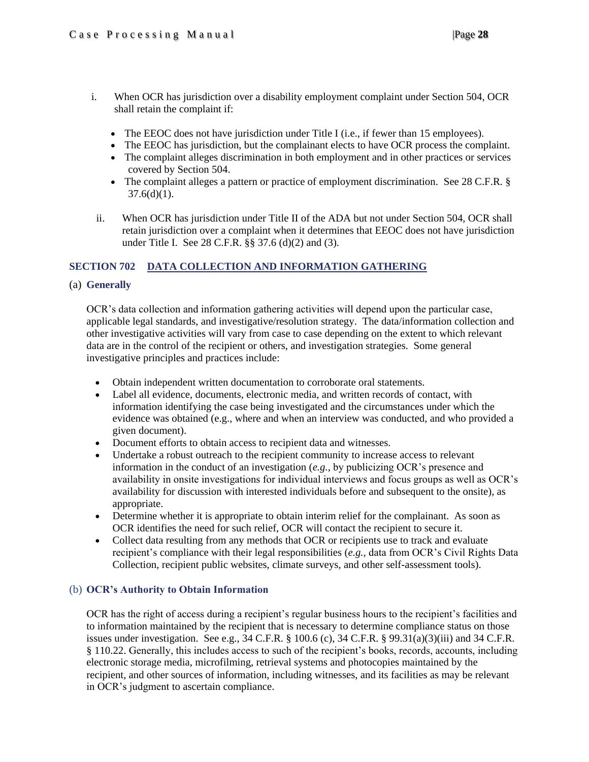i. When OCR has jurisdiction over a disability employment complaint under Section 504, OCR shall retain the complaint if:

   - The EEOC does not have jurisdiction under Title I (i.e., if fewer than 15 employees).
   - The EEOC has jurisdiction, but the complainant elects to have OCR process the complaint.
   - The complaint alleges discrimination in both employment and in other practices or services covered by Section 504.
   - The complaint alleges a pattern or practice of employment discrimination. See 28 C.F.R. § 37.6(d)(1).

ii. When OCR has jurisdiction under Title II of the ADA but not under Section 504, OCR shall retain jurisdiction over a complaint when it determines that EEOC does not have jurisdiction under Title I. See 28 C.F.R. §§ 37.6 (d)(2) and (3).

## SECTION 702 DATA COLLECTION AND INFORMATION GATHERING

### (a) Generally

OCR's data collection and information gathering activities will depend upon the particular case, applicable legal standards, and investigative/resolution strategy. The data/information collection and other investigative activities will vary from case to case depending on the extent to which relevant data are in the control of the recipient or others, and investigation strategies. Some general investigative principles and practices include:

- Obtain independent written documentation to corroborate oral statements.
- Label all evidence, documents, electronic media, and written records of contact, with information identifying the case being investigated and the circumstances under which the evidence was obtained (e.g., where and when an interview was conducted, and who provided a given document).
- Document efforts to obtain access to recipient data and witnesses.
- Undertake a robust outreach to the recipient community to increase access to relevant information in the conduct of an investigation (*e.g.,* by publicizing OCR's presence and availability in onsite investigations for individual interviews and focus groups as well as OCR's availability for discussion with interested individuals before and subsequent to the onsite), as appropriate.
- Determine whether it is appropriate to obtain interim relief for the complainant. As soon as OCR identifies the need for such relief, OCR will contact the recipient to secure it.
- Collect data resulting from any methods that OCR or recipients use to track and evaluate recipient's compliance with their legal responsibilities (*e.g.,* data from OCR's Civil Rights Data Collection, recipient public websites, climate surveys, and other self-assessment tools).

### (b) OCR's Authority to Obtain Information

OCR has the right of access during a recipient's regular business hours to the recipient's facilities and to information maintained by the recipient that is necessary to determine compliance status on those issues under investigation. See e.g., 34 C.F.R. § 100.6 (c), 34 C.F.R. § 99.31(a)(3)(iii) and 34 C.F.R. § 110.22. Generally, this includes access to such of the recipient's books, records, accounts, including electronic storage media, microfilming, retrieval systems and photocopies maintained by the recipient, and other sources of information, including witnesses, and its facilities as may be relevant in OCR's judgment to ascertain compliance.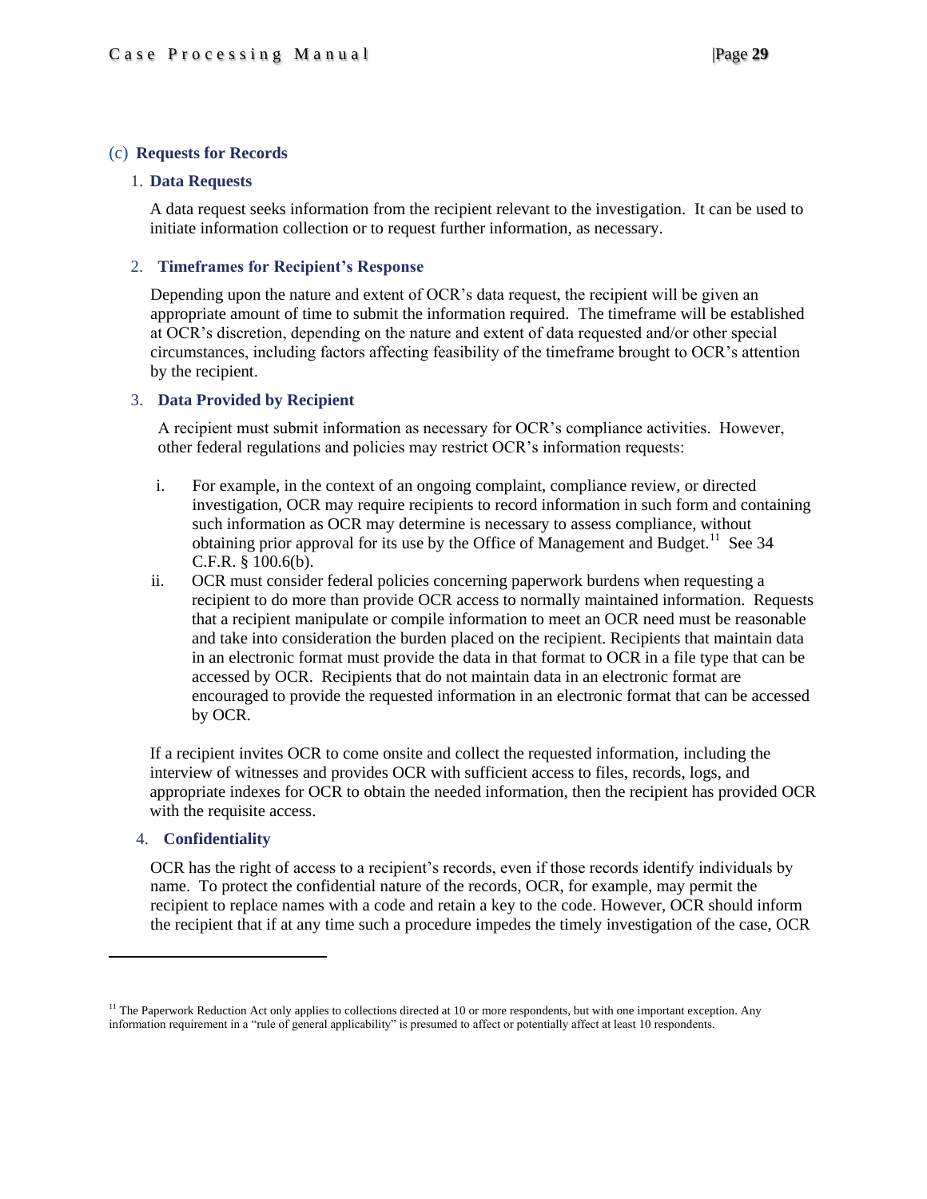## (c) Requests for Records

### 1. Data Requests

A data request seeks information from the recipient relevant to the investigation. It can be used to initiate information collection or to request further information, as necessary.

### 2. Timeframes for Recipient's Response

Depending upon the nature and extent of OCR's data request, the recipient will be given an appropriate amount of time to submit the information required. The timeframe will be established at OCR's discretion, depending on the nature and extent of data requested and/or other special circumstances, including factors affecting feasibility of the timeframe brought to OCR's attention by the recipient.

### 3. Data Provided by Recipient

A recipient must submit information as necessary for OCR's compliance activities. However, other federal regulations and policies may restrict OCR's information requests:

i. For example, in the context of an ongoing complaint, compliance review, or directed investigation, OCR may require recipients to record information in such form and containing such information as OCR may determine is necessary to assess compliance, without obtaining prior approval for its use by the Office of Management and Budget.[11] See 34 C.F.R. § 100.6(b).

ii. OCR must consider federal policies concerning paperwork burdens when requesting a recipient to do more than provide OCR access to normally maintained information. Requests that a recipient manipulate or compile information to meet an OCR need must be reasonable and take into consideration the burden placed on the recipient. Recipients that maintain data in an electronic format must provide the data in that format to OCR in a file type that can be accessed by OCR. Recipients that do not maintain data in an electronic format are encouraged to provide the requested information in an electronic format that can be accessed by OCR.

If a recipient invites OCR to come onsite and collect the requested information, including the interview of witnesses and provides OCR with sufficient access to files, records, logs, and appropriate indexes for OCR to obtain the needed information, then the recipient has provided OCR with the requisite access.

### 4. Confidentiality

OCR has the right of access to a recipient's records, even if those records identify individuals by name. To protect the confidential nature of the records, OCR, for example, may permit the recipient to replace names with a code and retain a key to the code. However, OCR should inform the recipient that if at any time such a procedure impedes the timely investigation of the case, OCR

---

[11] The Paperwork Reduction Act only applies to collections directed at 10 or more respondents, but with one important exception. Any information requirement in a "rule of general applicability" is presumed to affect or potentially affect at least 10 respondents.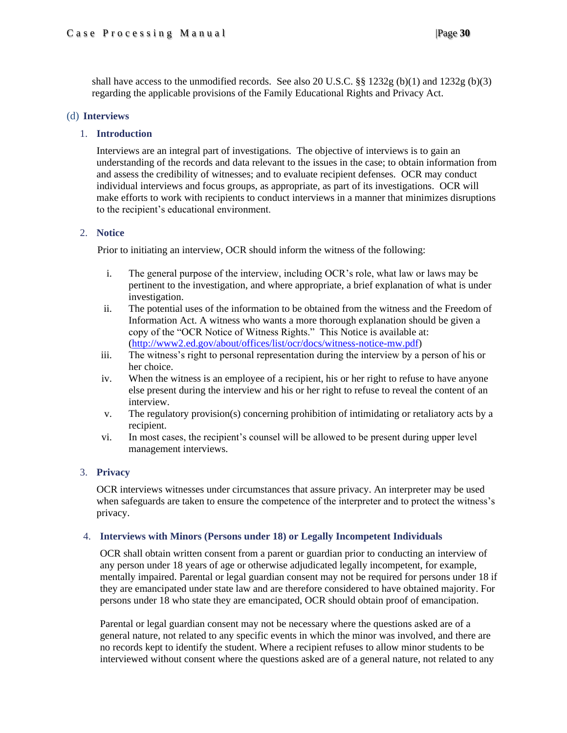shall have access to the unmodified records. See also 20 U.S.C. §§ 1232g (b)(1) and 1232g (b)(3) regarding the applicable provisions of the Family Educational Rights and Privacy Act.

### (d) Interviews

#### 1. Introduction

Interviews are an integral part of investigations. The objective of interviews is to gain an understanding of the records and data relevant to the issues in the case; to obtain information from and assess the credibility of witnesses; and to evaluate recipient defenses. OCR may conduct individual interviews and focus groups, as appropriate, as part of its investigations. OCR will make efforts to work with recipients to conduct interviews in a manner that minimizes disruptions to the recipient's educational environment.

#### 2. Notice

Prior to initiating an interview, OCR should inform the witness of the following:

i. The general purpose of the interview, including OCR's role, what law or laws may be pertinent to the investigation, and where appropriate, a brief explanation of what is under investigation.

ii. The potential uses of the information to be obtained from the witness and the Freedom of Information Act. A witness who wants a more thorough explanation should be given a copy of the "OCR Notice of Witness Rights." This Notice is available at: (http://www2.ed.gov/about/offices/list/ocr/docs/witness-notice-mw.pdf)

iii. The witness's right to personal representation during the interview by a person of his or her choice.

iv. When the witness is an employee of a recipient, his or her right to refuse to have anyone else present during the interview and his or her right to refuse to reveal the content of an interview.

v. The regulatory provision(s) concerning prohibition of intimidating or retaliatory acts by a recipient.

vi. In most cases, the recipient's counsel will be allowed to be present during upper level management interviews.

#### 3. Privacy

OCR interviews witnesses under circumstances that assure privacy. An interpreter may be used when safeguards are taken to ensure the competence of the interpreter and to protect the witness's privacy.

#### 4. Interviews with Minors (Persons under 18) or Legally Incompetent Individuals

OCR shall obtain written consent from a parent or guardian prior to conducting an interview of any person under 18 years of age or otherwise adjudicated legally incompetent, for example, mentally impaired. Parental or legal guardian consent may not be required for persons under 18 if they are emancipated under state law and are therefore considered to have obtained majority. For persons under 18 who state they are emancipated, OCR should obtain proof of emancipation.

Parental or legal guardian consent may not be necessary where the questions asked are of a general nature, not related to any specific events in which the minor was involved, and there are no records kept to identify the student. Where a recipient refuses to allow minor students to be interviewed without consent where the questions asked are of a general nature, not related to any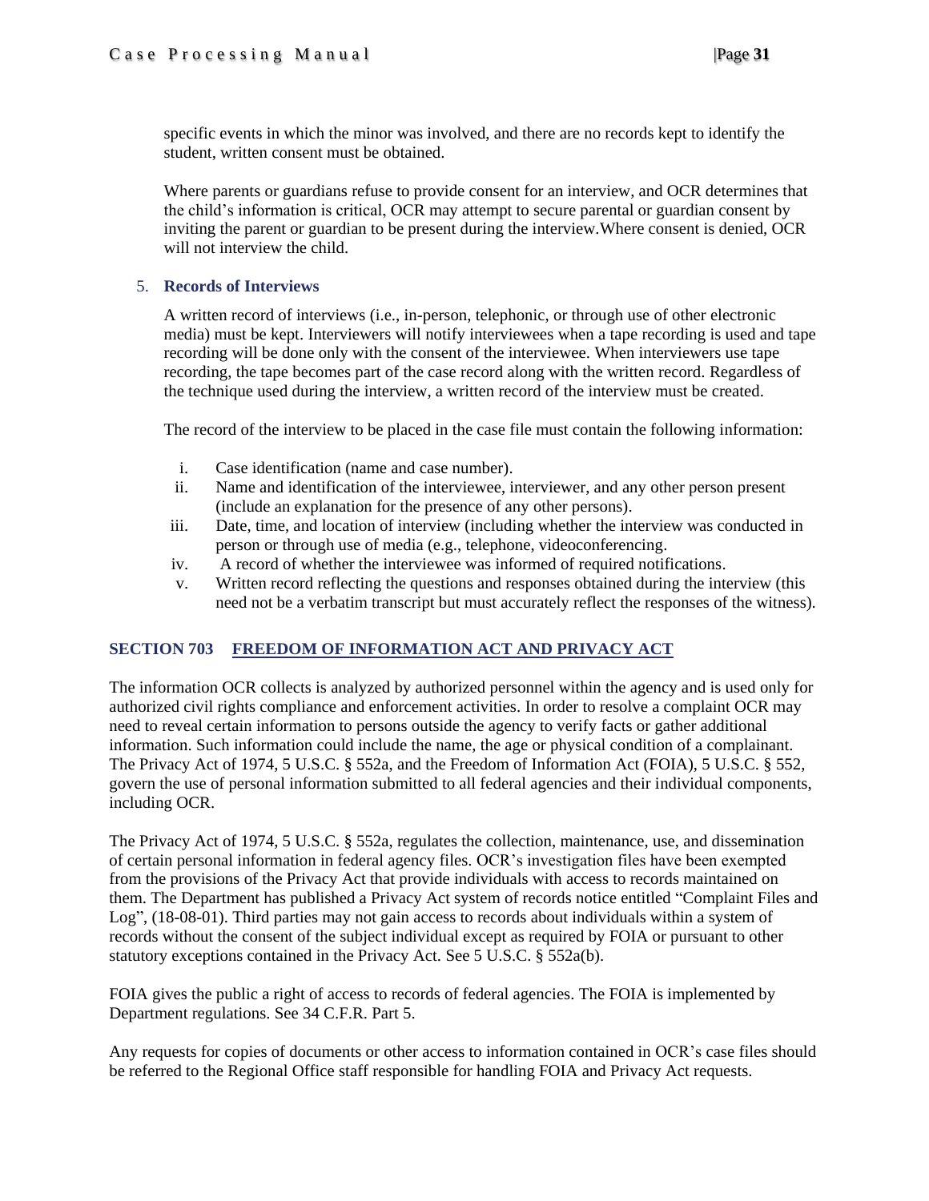specific events in which the minor was involved, and there are no records kept to identify the student, written consent must be obtained.

Where parents or guardians refuse to provide consent for an interview, and OCR determines that the child's information is critical, OCR may attempt to secure parental or guardian consent by inviting the parent or guardian to be present during the interview.Where consent is denied, OCR will not interview the child.

5. **Records of Interviews**

A written record of interviews (i.e., in-person, telephonic, or through use of other electronic media) must be kept. Interviewers will notify interviewees when a tape recording is used and tape recording will be done only with the consent of the interviewee. When interviewers use tape recording, the tape becomes part of the case record along with the written record. Regardless of the technique used during the interview, a written record of the interview must be created.

The record of the interview to be placed in the case file must contain the following information:

i. Case identification (name and case number).
ii. Name and identification of the interviewee, interviewer, and any other person present (include an explanation for the presence of any other persons).
iii. Date, time, and location of interview (including whether the interview was conducted in person or through use of media (e.g., telephone, videoconferencing.
iv. A record of whether the interviewee was informed of required notifications.
v. Written record reflecting the questions and responses obtained during the interview (this need not be a verbatim transcript but must accurately reflect the responses of the witness).

## SECTION 703 FREEDOM OF INFORMATION ACT AND PRIVACY ACT

The information OCR collects is analyzed by authorized personnel within the agency and is used only for authorized civil rights compliance and enforcement activities. In order to resolve a complaint OCR may need to reveal certain information to persons outside the agency to verify facts or gather additional information. Such information could include the name, the age or physical condition of a complainant. The Privacy Act of 1974, 5 U.S.C. § 552a, and the Freedom of Information Act (FOIA), 5 U.S.C. § 552, govern the use of personal information submitted to all federal agencies and their individual components, including OCR.

The Privacy Act of 1974, 5 U.S.C. § 552a, regulates the collection, maintenance, use, and dissemination of certain personal information in federal agency files. OCR's investigation files have been exempted from the provisions of the Privacy Act that provide individuals with access to records maintained on them. The Department has published a Privacy Act system of records notice entitled "Complaint Files and Log", (18-08-01). Third parties may not gain access to records about individuals within a system of records without the consent of the subject individual except as required by FOIA or pursuant to other statutory exceptions contained in the Privacy Act. See 5 U.S.C. § 552a(b).

FOIA gives the public a right of access to records of federal agencies. The FOIA is implemented by Department regulations. See 34 C.F.R. Part 5.

Any requests for copies of documents or other access to information contained in OCR's case files should be referred to the Regional Office staff responsible for handling FOIA and Privacy Act requests.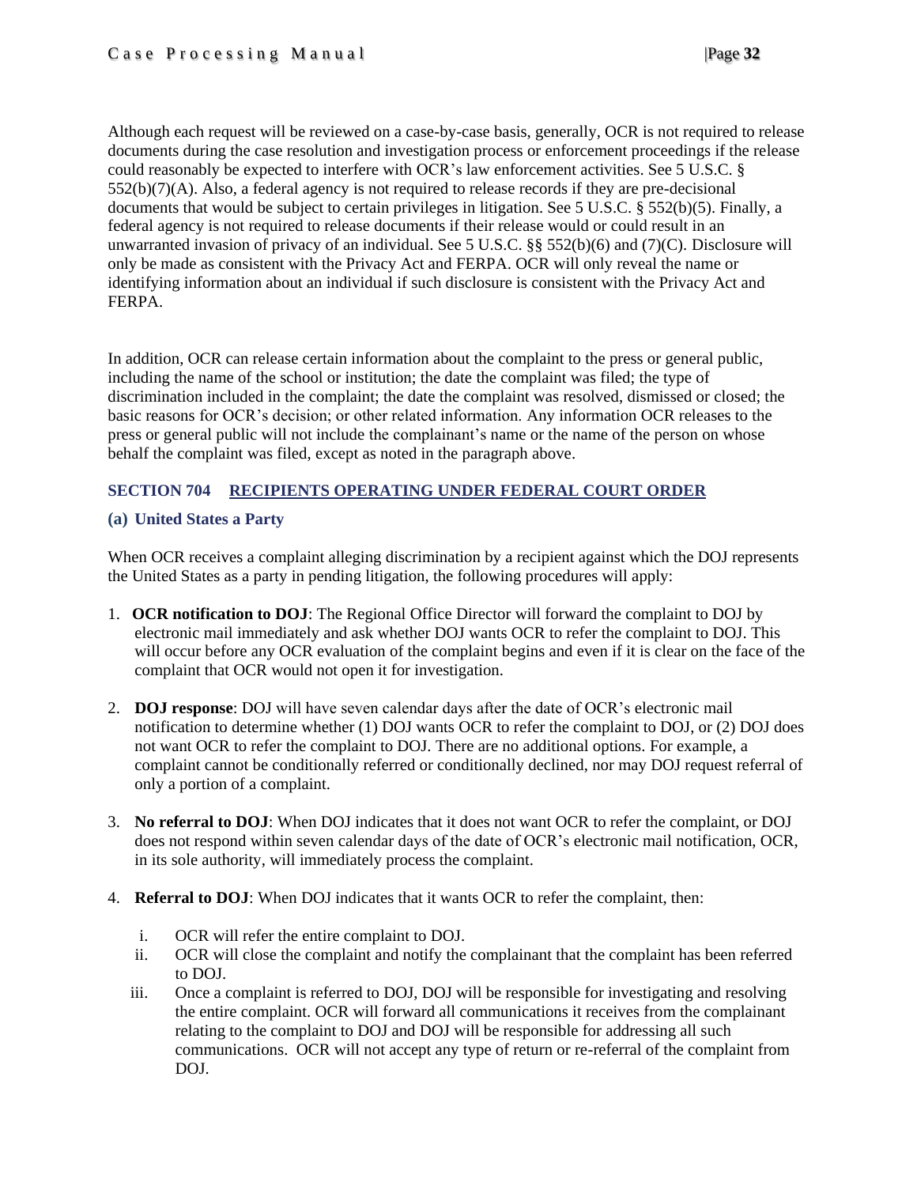Although each request will be reviewed on a case-by-case basis, generally, OCR is not required to release documents during the case resolution and investigation process or enforcement proceedings if the release could reasonably be expected to interfere with OCR's law enforcement activities. See 5 U.S.C. § 552(b)(7)(A). Also, a federal agency is not required to release records if they are pre-decisional documents that would be subject to certain privileges in litigation. See 5 U.S.C. § 552(b)(5). Finally, a federal agency is not required to release documents if their release would or could result in an unwarranted invasion of privacy of an individual. See 5 U.S.C. §§ 552(b)(6) and (7)(C). Disclosure will only be made as consistent with the Privacy Act and FERPA. OCR will only reveal the name or identifying information about an individual if such disclosure is consistent with the Privacy Act and FERPA.

In addition, OCR can release certain information about the complaint to the press or general public, including the name of the school or institution; the date the complaint was filed; the type of discrimination included in the complaint; the date the complaint was resolved, dismissed or closed; the basic reasons for OCR's decision; or other related information. Any information OCR releases to the press or general public will not include the complainant's name or the name of the person on whose behalf the complaint was filed, except as noted in the paragraph above.

## SECTION 704 RECIPIENTS OPERATING UNDER FEDERAL COURT ORDER

### (a) United States a Party

When OCR receives a complaint alleging discrimination by a recipient against which the DOJ represents the United States as a party in pending litigation, the following procedures will apply:

1. **OCR notification to DOJ**: The Regional Office Director will forward the complaint to DOJ by electronic mail immediately and ask whether DOJ wants OCR to refer the complaint to DOJ. This will occur before any OCR evaluation of the complaint begins and even if it is clear on the face of the complaint that OCR would not open it for investigation.

2. **DOJ response**: DOJ will have seven calendar days after the date of OCR's electronic mail notification to determine whether (1) DOJ wants OCR to refer the complaint to DOJ, or (2) DOJ does not want OCR to refer the complaint to DOJ. There are no additional options. For example, a complaint cannot be conditionally referred or conditionally declined, nor may DOJ request referral of only a portion of a complaint.

3. **No referral to DOJ**: When DOJ indicates that it does not want OCR to refer the complaint, or DOJ does not respond within seven calendar days of the date of OCR's electronic mail notification, OCR, in its sole authority, will immediately process the complaint.

4. **Referral to DOJ**: When DOJ indicates that it wants OCR to refer the complaint, then:

   i. OCR will refer the entire complaint to DOJ.

   ii. OCR will close the complaint and notify the complainant that the complaint has been referred to DOJ.

   iii. Once a complaint is referred to DOJ, DOJ will be responsible for investigating and resolving the entire complaint. OCR will forward all communications it receives from the complainant relating to the complaint to DOJ and DOJ will be responsible for addressing all such communications. OCR will not accept any type of return or re-referral of the complaint from DOJ.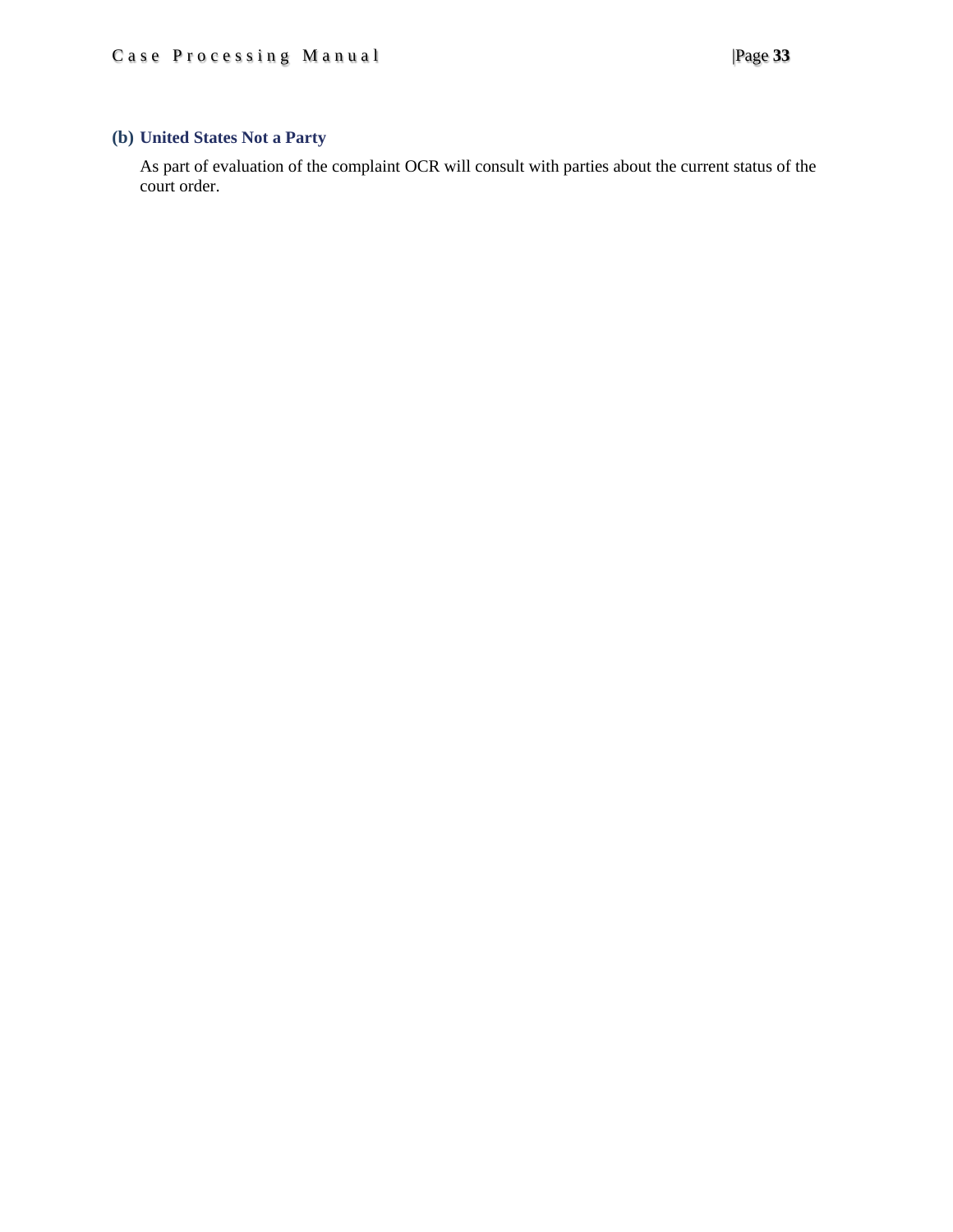### (b) United States Not a Party

As part of evaluation of the complaint OCR will consult with parties about the current status of the court order.